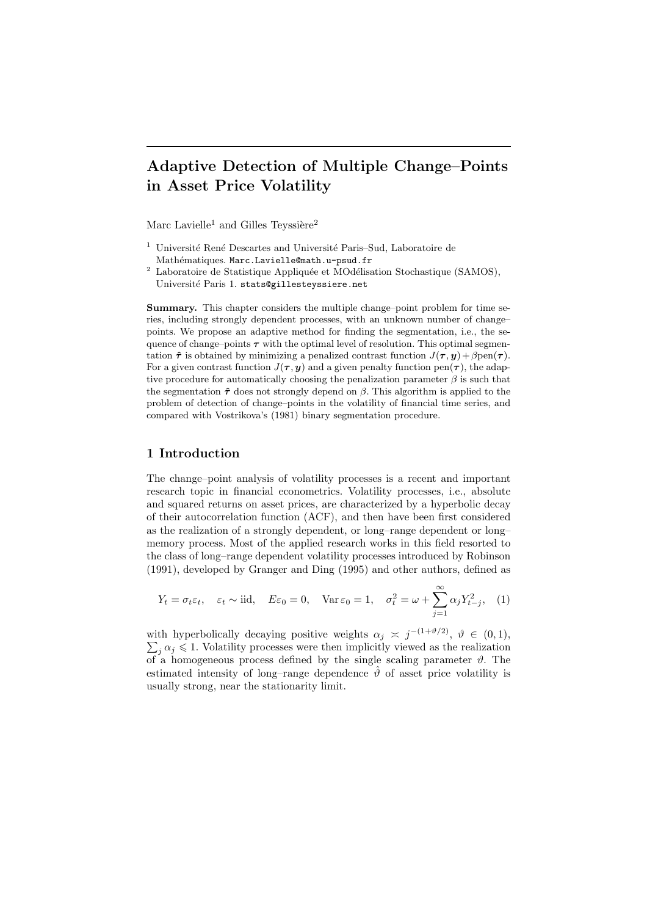# Adaptive Detection of Multiple Change–Points in Asset Price Volatility

Marc Lavielle[1] and Gilles Teyssière[2]

[1] Université René Descartes and Université Paris–Sud, Laboratoire de Mathématiques. Marc.Lavielle@math.u-psud.fr

[2] Laboratoire de Statistique Appliquée et MOdélisation Stochastique (SAMOS), Université Paris 1. stats@gillesteyssiere.net

**Summary.** This chapter considers the multiple change–point problem for time series, including strongly dependent processes, with an unknown number of change–points. We propose an adaptive method for finding the segmentation, i.e., the sequence of change–points $\boldsymbol{\tau}$ with the optimal level of resolution. This optimal segmentation $\hat{\boldsymbol{\tau}}$ is obtained by minimizing a penalized contrast function $J(\boldsymbol{\tau}, \boldsymbol{y}) + \beta \text{pen}(\boldsymbol{\tau})$. For a given contrast function $J(\boldsymbol{\tau}, \boldsymbol{y})$ and a given penalty function $\text{pen}(\boldsymbol{\tau})$, the adaptive procedure for automatically choosing the penalization parameter $\beta$ is such that the segmentation $\hat{\boldsymbol{\tau}}$ does not strongly depend on $\beta$. This algorithm is applied to the problem of detection of change–points in the volatility of financial time series, and compared with Vostrikova's (1981) binary segmentation procedure.

## 1 Introduction

The change–point analysis of volatility processes is a recent and important research topic in financial econometrics. Volatility processes, i.e., absolute and squared returns on asset prices, are characterized by a hyperbolic decay of their autocorrelation function (ACF), and then have been first considered as the realization of a strongly dependent, or long–range dependent or long–memory process. Most of the applied research works in this field resorted to the class of long–range dependent volatility processes introduced by Robinson (1991), developed by Granger and Ding (1995) and other authors, defined as

$$Y_t = \sigma_t \varepsilon_t, \quad \varepsilon_t \sim \text{iid}, \quad E\varepsilon_0 = 0, \quad \text{Var}\,\varepsilon_0 = 1, \quad \sigma_t^2 = \omega + \sum_{j=1}^{\infty} \alpha_j Y_{t-j}^2, \quad (1)$$

with hyperbolically decaying positive weights $\alpha_j \asymp j^{-(1+\vartheta/2)}$, $\vartheta \in (0, 1)$, $\sum_j \alpha_j \leqslant 1$. Volatility processes were then implicitly viewed as the realization of a homogeneous process defined by the single scaling parameter $\vartheta$. The estimated intensity of long–range dependence $\hat{\vartheta}$ of asset price volatility is usually strong, near the stationarity limit.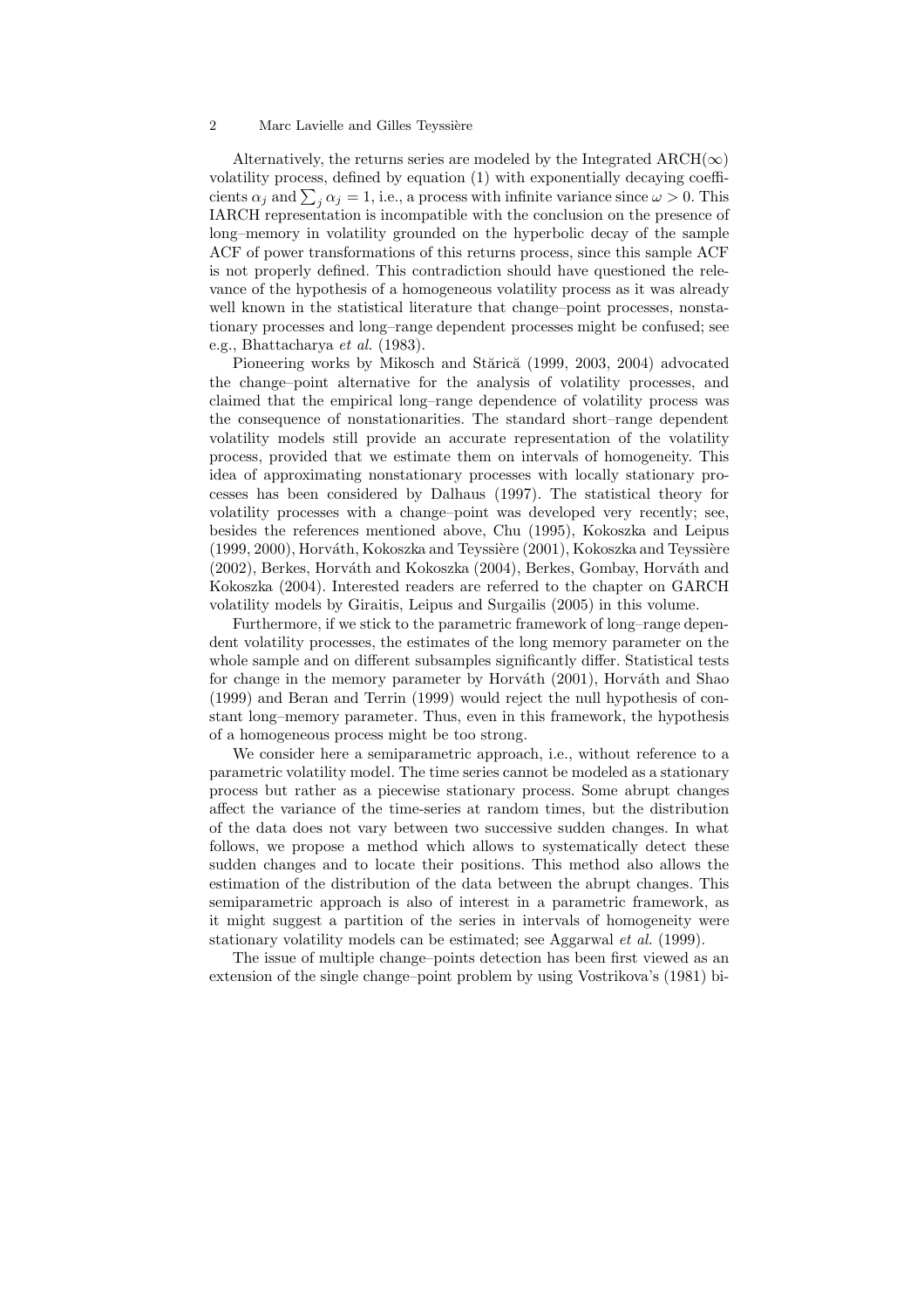Alternatively, the returns series are modeled by the Integrated ARCH($\infty$) volatility process, defined by equation (1) with exponentially decaying coefficients $\alpha_j$ and $\sum_j \alpha_j = 1$, i.e., a process with infinite variance since $\omega > 0$. This IARCH representation is incompatible with the conclusion on the presence of long–memory in volatility grounded on the hyperbolic decay of the sample ACF of power transformations of this returns process, since this sample ACF is not properly defined. This contradiction should have questioned the relevance of the hypothesis of a homogeneous volatility process as it was already well known in the statistical literature that change–point processes, nonstationary processes and long–range dependent processes might be confused; see e.g., Bhattacharya *et al.* (1983).

Pioneering works by Mikosch and Stărică (1999, 2003, 2004) advocated the change–point alternative for the analysis of volatility processes, and claimed that the empirical long–range dependence of volatility process was the consequence of nonstationarities. The standard short–range dependent volatility models still provide an accurate representation of the volatility process, provided that we estimate them on intervals of homogeneity. This idea of approximating nonstationary processes with locally stationary processes has been considered by Dalhaus (1997). The statistical theory for volatility processes with a change–point was developed very recently; see, besides the references mentioned above, Chu (1995), Kokoszka and Leipus (1999, 2000), Horváth, Kokoszka and Teyssière (2001), Kokoszka and Teyssière (2002), Berkes, Horváth and Kokoszka (2004), Berkes, Gombay, Horváth and Kokoszka (2004). Interested readers are referred to the chapter on GARCH volatility models by Giraitis, Leipus and Surgailis (2005) in this volume.

Furthermore, if we stick to the parametric framework of long–range dependent volatility processes, the estimates of the long memory parameter on the whole sample and on different subsamples significantly differ. Statistical tests for change in the memory parameter by Horváth (2001), Horváth and Shao (1999) and Beran and Terrin (1999) would reject the null hypothesis of constant long–memory parameter. Thus, even in this framework, the hypothesis of a homogeneous process might be too strong.

We consider here a semiparametric approach, i.e., without reference to a parametric volatility model. The time series cannot be modeled as a stationary process but rather as a piecewise stationary process. Some abrupt changes affect the variance of the time-series at random times, but the distribution of the data does not vary between two successive sudden changes. In what follows, we propose a method which allows to systematically detect these sudden changes and to locate their positions. This method also allows the estimation of the distribution of the data between the abrupt changes. This semiparametric approach is also of interest in a parametric framework, as it might suggest a partition of the series in intervals of homogeneity were stationary volatility models can be estimated; see Aggarwal *et al.* (1999).

The issue of multiple change–points detection has been first viewed as an extension of the single change–point problem by using Vostrikova's (1981) bi-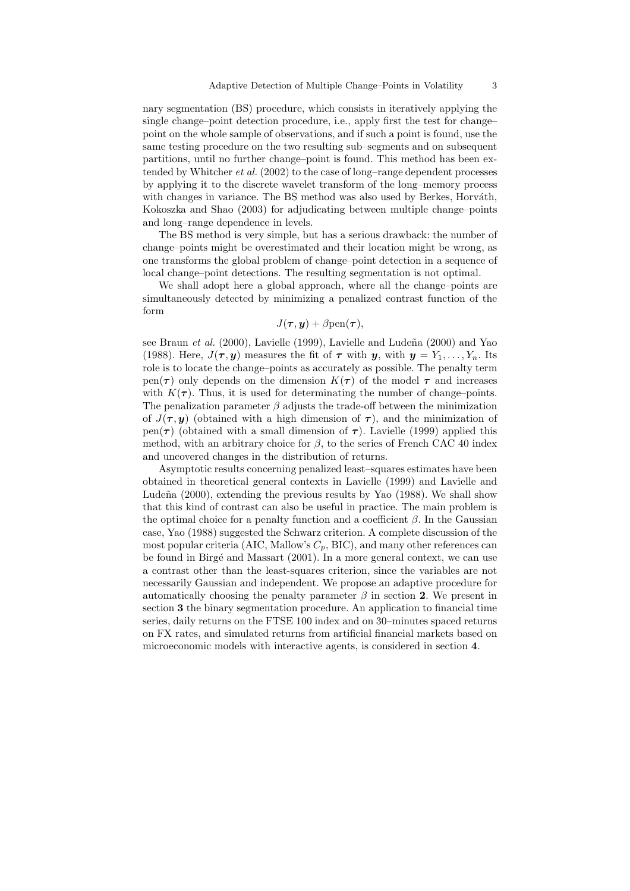nary segmentation (BS) procedure, which consists in iteratively applying the single change–point detection procedure, i.e., apply first the test for change–point on the whole sample of observations, and if such a point is found, use the same testing procedure on the two resulting sub–segments and on subsequent partitions, until no further change–point is found. This method has been extended by Whitcher *et al.* (2002) to the case of long–range dependent processes by applying it to the discrete wavelet transform of the long–memory process with changes in variance. The BS method was also used by Berkes, Horváth, Kokoszka and Shao (2003) for adjudicating between multiple change–points and long–range dependence in levels.

The BS method is very simple, but has a serious drawback: the number of change–points might be overestimated and their location might be wrong, as one transforms the global problem of change–point detection in a sequence of local change–point detections. The resulting segmentation is not optimal.

We shall adopt here a global approach, where all the change–points are simultaneously detected by minimizing a penalized contrast function of the form

$$J(\boldsymbol{\tau}, \boldsymbol{y}) + \beta \text{pen}(\boldsymbol{\tau}),$$

see Braun *et al.* (2000), Lavielle (1999), Lavielle and Ludeña (2000) and Yao (1988). Here, $J(\boldsymbol{\tau}, \boldsymbol{y})$ measures the fit of $\boldsymbol{\tau}$ with $\boldsymbol{y}$, with $\boldsymbol{y} = Y_1, \ldots, Y_n$. Its role is to locate the change–points as accurately as possible. The penalty term $\text{pen}(\boldsymbol{\tau})$ only depends on the dimension $K(\boldsymbol{\tau})$ of the model $\boldsymbol{\tau}$ and increases with $K(\boldsymbol{\tau})$. Thus, it is used for determinating the number of change–points. The penalization parameter $\beta$ adjusts the trade-off between the minimization of $J(\boldsymbol{\tau}, \boldsymbol{y})$ (obtained with a high dimension of $\boldsymbol{\tau}$), and the minimization of $\text{pen}(\boldsymbol{\tau})$ (obtained with a small dimension of $\boldsymbol{\tau}$). Lavielle (1999) applied this method, with an arbitrary choice for $\beta$, to the series of French CAC 40 index and uncovered changes in the distribution of returns.

Asymptotic results concerning penalized least–squares estimates have been obtained in theoretical general contexts in Lavielle (1999) and Lavielle and Ludeña (2000), extending the previous results by Yao (1988). We shall show that this kind of contrast can also be useful in practice. The main problem is the optimal choice for a penalty function and a coefficient $\beta$. In the Gaussian case, Yao (1988) suggested the Schwarz criterion. A complete discussion of the most popular criteria (AIC, Mallow's $C_p$, BIC), and many other references can be found in Birgé and Massart (2001). In a more general context, we can use a contrast other than the least-squares criterion, since the variables are not necessarily Gaussian and independent. We propose an adaptive procedure for automatically choosing the penalty parameter $\beta$ in section **2**. We present in section **3** the binary segmentation procedure. An application to financial time series, daily returns on the FTSE 100 index and on 30–minutes spaced returns on FX rates, and simulated returns from artificial financial markets based on microeconomic models with interactive agents, is considered in section **4**.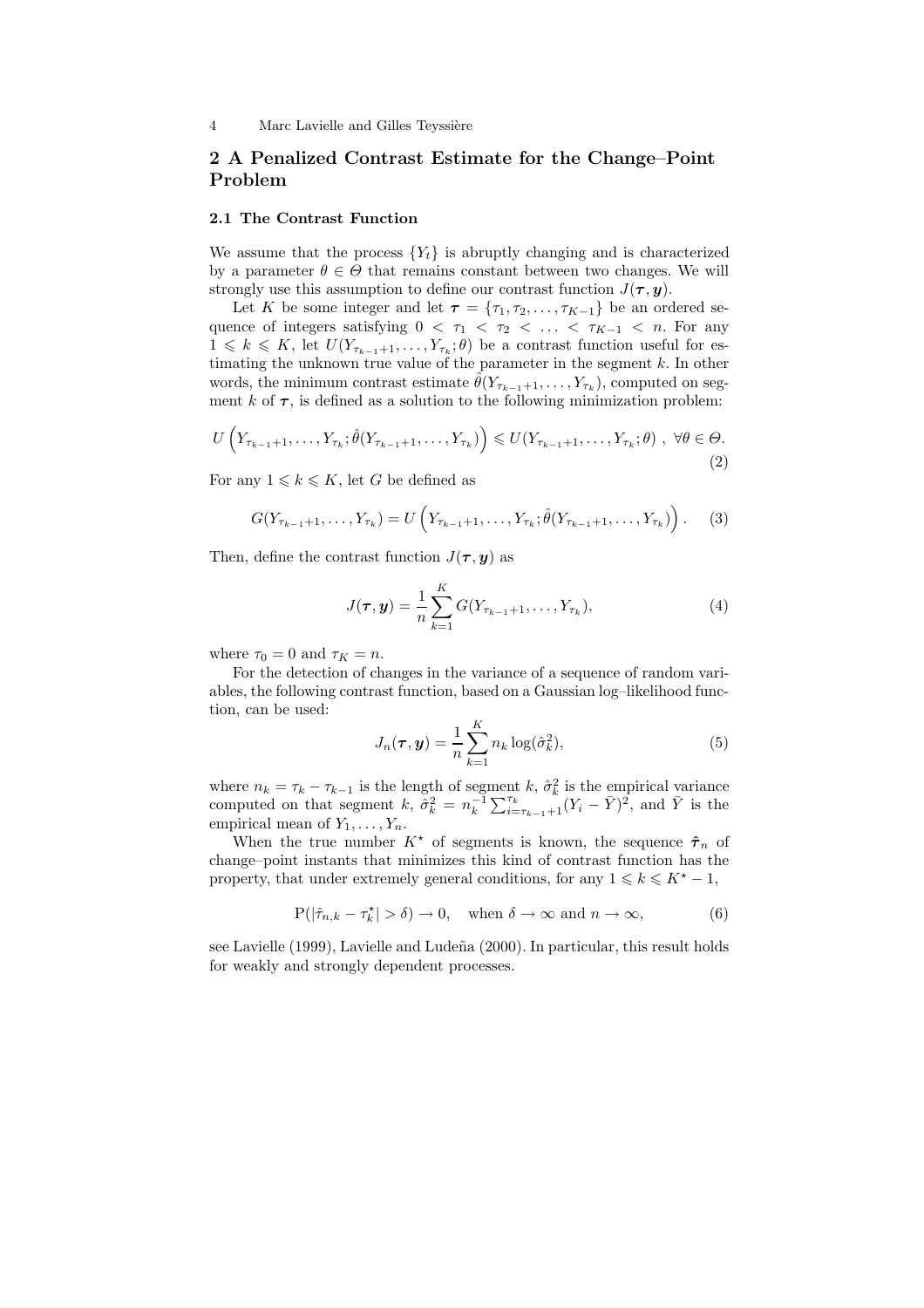## 2 A Penalized Contrast Estimate for the Change–Point Problem

### 2.1 The Contrast Function

We assume that the process $\{Y_t\}$ is abruptly changing and is characterized by a parameter $\theta \in \Theta$ that remains constant between two changes. We will strongly use this assumption to define our contrast function $J(\boldsymbol{\tau}, \boldsymbol{y})$.

Let $K$ be some integer and let $\boldsymbol{\tau} = \{\tau_1, \tau_2, \ldots, \tau_{K-1}\}$ be an ordered sequence of integers satisfying $0 < \tau_1 < \tau_2 < \ldots < \tau_{K-1} < n$. For any $1 \leqslant k \leqslant K$, let $U(Y_{\tau_{k-1}+1}, \ldots, Y_{\tau_k}; \theta)$ be a contrast function useful for estimating the unknown true value of the parameter in the segment $k$. In other words, the minimum contrast estimate $\hat{\theta}(Y_{\tau_{k-1}+1}, \ldots, Y_{\tau_k})$, computed on segment $k$ of $\boldsymbol{\tau}$, is defined as a solution to the following minimization problem:

$$U\left(Y_{\tau_{k-1}+1}, \ldots, Y_{\tau_k}; \hat{\theta}(Y_{\tau_{k-1}+1}, \ldots, Y_{\tau_k})\right) \leqslant U(Y_{\tau_{k-1}+1}, \ldots, Y_{\tau_k}; \theta) \ , \ \forall \theta \in \Theta. \tag{2}$$

For any $1 \leqslant k \leqslant K$, let $G$ be defined as

$$G(Y_{\tau_{k-1}+1}, \ldots, Y_{\tau_k}) = U\left(Y_{\tau_{k-1}+1}, \ldots, Y_{\tau_k}; \hat{\theta}(Y_{\tau_{k-1}+1}, \ldots, Y_{\tau_k})\right). \tag{3}$$

Then, define the contrast function $J(\boldsymbol{\tau}, \boldsymbol{y})$ as

$$J(\boldsymbol{\tau}, \boldsymbol{y}) = \frac{1}{n} \sum_{k=1}^{K} G(Y_{\tau_{k-1}+1}, \ldots, Y_{\tau_k}), \tag{4}$$

where $\tau_0 = 0$ and $\tau_K = n$.

For the detection of changes in the variance of a sequence of random variables, the following contrast function, based on a Gaussian log–likelihood function, can be used:

$$J_n(\boldsymbol{\tau}, \boldsymbol{y}) = \frac{1}{n} \sum_{k=1}^{K} n_k \log(\hat{\sigma}_k^2), \tag{5}$$

where $n_k = \tau_k - \tau_{k-1}$ is the length of segment $k$, $\hat{\sigma}_k^2$ is the empirical variance computed on that segment $k$, $\hat{\sigma}_k^2 = n_k^{-1} \sum_{i=\tau_{k-1}+1}^{\tau_k} (Y_i - \bar{Y})^2$, and $\bar{Y}$ is the empirical mean of $Y_1, \ldots, Y_n$.

When the true number $K^\star$ of segments is known, the sequence $\hat{\boldsymbol{\tau}}_n$ of change–point instants that minimizes this kind of contrast function has the property, that under extremely general conditions, for any $1 \leqslant k \leqslant K^\star - 1$,

$$\mathrm{P}(|\hat{\tau}_{n,k} - \tau_k^\star| > \delta) \to 0, \quad \text{when } \delta \to \infty \text{ and } n \to \infty, \tag{6}$$

see Lavielle (1999), Lavielle and Ludeña (2000). In particular, this result holds for weakly and strongly dependent processes.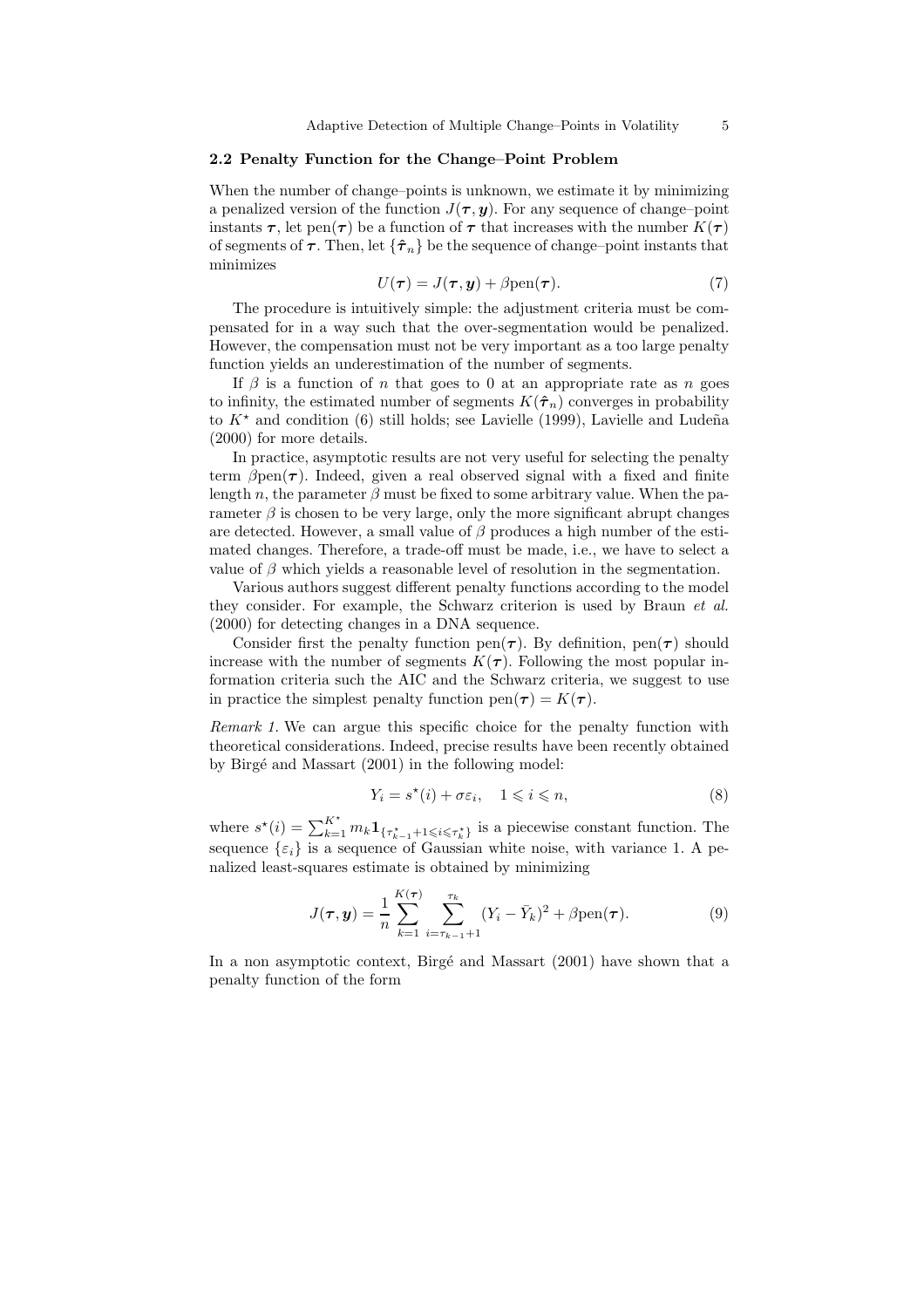### 2.2 Penalty Function for the Change–Point Problem

When the number of change–points is unknown, we estimate it by minimizing a penalized version of the function $J(\boldsymbol{\tau}, \boldsymbol{y})$. For any sequence of change–point instants $\boldsymbol{\tau}$, let $\text{pen}(\boldsymbol{\tau})$ be a function of $\boldsymbol{\tau}$ that increases with the number $K(\boldsymbol{\tau})$ of segments of $\boldsymbol{\tau}$. Then, let $\{\hat{\boldsymbol{\tau}}_n\}$ be the sequence of change–point instants that minimizes

$$U(\boldsymbol{\tau}) = J(\boldsymbol{\tau}, \boldsymbol{y}) + \beta \text{pen}(\boldsymbol{\tau}). \tag{7}$$

The procedure is intuitively simple: the adjustment criteria must be compensated for in a way such that the over-segmentation would be penalized. However, the compensation must not be very important as a too large penalty function yields an underestimation of the number of segments.

If $\beta$ is a function of $n$ that goes to 0 at an appropriate rate as $n$ goes to infinity, the estimated number of segments $K(\hat{\boldsymbol{\tau}}_n)$ converges in probability to $K^\star$ and condition (6) still holds; see Lavielle (1999), Lavielle and Ludeña (2000) for more details.

In practice, asymptotic results are not very useful for selecting the penalty term $\beta\text{pen}(\boldsymbol{\tau})$. Indeed, given a real observed signal with a fixed and finite length $n$, the parameter $\beta$ must be fixed to some arbitrary value. When the parameter $\beta$ is chosen to be very large, only the more significant abrupt changes are detected. However, a small value of $\beta$ produces a high number of the estimated changes. Therefore, a trade-off must be made, i.e., we have to select a value of $\beta$ which yields a reasonable level of resolution in the segmentation.

Various authors suggest different penalty functions according to the model they consider. For example, the Schwarz criterion is used by Braun *et al.* (2000) for detecting changes in a DNA sequence.

Consider first the penalty function $\text{pen}(\boldsymbol{\tau})$. By definition, $\text{pen}(\boldsymbol{\tau})$ should increase with the number of segments $K(\boldsymbol{\tau})$. Following the most popular information criteria such the AIC and the Schwarz criteria, we suggest to use in practice the simplest penalty function $\text{pen}(\boldsymbol{\tau}) = K(\boldsymbol{\tau})$.

*Remark 1.* We can argue this specific choice for the penalty function with theoretical considerations. Indeed, precise results have been recently obtained by Birgé and Massart (2001) in the following model:

$$Y_i = s^\star(i) + \sigma\varepsilon_i, \quad 1 \leqslant i \leqslant n, \tag{8}$$

where $s^\star(i) = \sum_{k=1}^{K^\star} m_k \mathbf{1}_{\{\tau^\star_{k-1}+1 \leqslant i \leqslant \tau^\star_k\}}$ is a piecewise constant function. The sequence $\{\varepsilon_i\}$ is a sequence of Gaussian white noise, with variance 1. A penalized least-squares estimate is obtained by minimizing

$$J(\boldsymbol{\tau}, \boldsymbol{y}) = \frac{1}{n} \sum_{k=1}^{K(\boldsymbol{\tau})} \sum_{i=\tau_{k-1}+1}^{\tau_k} (Y_i - \bar{Y}_k)^2 + \beta \text{pen}(\boldsymbol{\tau}). \tag{9}$$

In a non asymptotic context, Birgé and Massart (2001) have shown that a penalty function of the form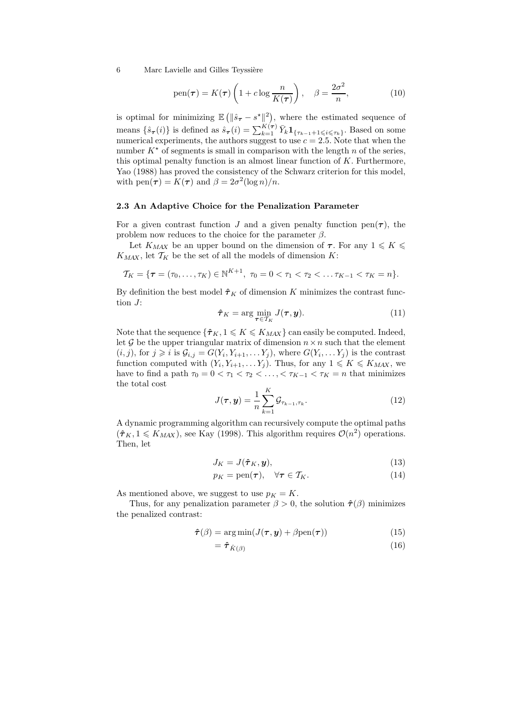$$\text{pen}(\boldsymbol{\tau}) = K(\boldsymbol{\tau}) \left(1 + c \log \frac{n}{K(\boldsymbol{\tau})}\right), \quad \beta = \frac{2\sigma^2}{n}, \tag{10}$$

is optimal for minimizing $\mathbb{E}\left(\|\hat{s}_{\boldsymbol{\tau}} - s^\star\|^2\right)$, where the estimated sequence of means $\{\hat{s}_{\boldsymbol{\tau}}(i)\}$ is defined as $\hat{s}_{\boldsymbol{\tau}}(i) = \sum_{k=1}^{K(\boldsymbol{\tau})} \bar{Y}_k \mathbf{1}_{\{\tau_{k-1}+1 \leqslant i \leqslant \tau_k\}}$. Based on some numerical experiments, the authors suggest to use $c = 2.5$. Note that when the number $K^\star$ of segments is small in comparison with the length $n$ of the series, this optimal penalty function is an almost linear function of $K$. Furthermore, Yao (1988) has proved the consistency of the Schwarz criterion for this model, with $\text{pen}(\boldsymbol{\tau}) = K(\boldsymbol{\tau})$ and $\beta = 2\sigma^2(\log n)/n$.

### 2.3 An Adaptive Choice for the Penalization Parameter

For a given contrast function $J$ and a given penalty function $\text{pen}(\boldsymbol{\tau})$, the problem now reduces to the choice for the parameter $\beta$.

Let $K_{MAX}$ be an upper bound on the dimension of $\boldsymbol{\tau}$. For any $1 \leqslant K \leqslant K_{MAX}$, let $\mathcal{T}_K$ be the set of all the models of dimension $K$:

$$\mathcal{T}_K = \{\boldsymbol{\tau} = (\tau_0, \ldots, \tau_K) \in \mathbb{N}^{K+1},\ \tau_0 = 0 < \tau_1 < \tau_2 < \ldots \tau_{K-1} < \tau_K = n\}.$$

By definition the best model $\hat{\boldsymbol{\tau}}_K$ of dimension $K$ minimizes the contrast function $J$:

$$\hat{\boldsymbol{\tau}}_K = \arg \min_{\boldsymbol{\tau} \in \mathcal{T}_K} J(\boldsymbol{\tau}, \boldsymbol{y}). \tag{11}$$

Note that the sequence $\{\hat{\boldsymbol{\tau}}_K, 1 \leqslant K \leqslant K_{MAX}\}$ can easily be computed. Indeed, let $\mathcal{G}$ be the upper triangular matrix of dimension $n \times n$ such that the element $(i, j)$, for $j \geqslant i$ is $\mathcal{G}_{i,j} = G(Y_i, Y_{i+1}, \ldots Y_j)$, where $G(Y_i, \ldots Y_j)$ is the contrast function computed with $(Y_i, Y_{i+1}, \ldots Y_j)$. Thus, for any $1 \leqslant K \leqslant K_{MAX}$, we have to find a path $\tau_0 = 0 < \tau_1 < \tau_2 < \ldots, < \tau_{K-1} < \tau_K = n$ that minimizes the total cost

$$J(\boldsymbol{\tau}, \boldsymbol{y}) = \frac{1}{n} \sum_{k=1}^{K} \mathcal{G}_{\tau_{k-1}, \tau_k}. \tag{12}$$

A dynamic programming algorithm can recursively compute the optimal paths $(\hat{\boldsymbol{\tau}}_K, 1 \leqslant K_{MAX})$, see Kay (1998). This algorithm requires $\mathcal{O}(n^2)$ operations. Then, let

$$J_K = J(\hat{\boldsymbol{\tau}}_K, \boldsymbol{y}), \tag{13}$$

$$p_K = \text{pen}(\boldsymbol{\tau}), \quad \forall \boldsymbol{\tau} \in \mathcal{T}_K. \tag{14}$$

As mentioned above, we suggest to use $p_K = K$.

Thus, for any penalization parameter $\beta > 0$, the solution $\hat{\boldsymbol{\tau}}(\beta)$ minimizes the penalized contrast:

$$\hat{\boldsymbol{\tau}}(\beta) = \arg\min(J(\boldsymbol{\tau}, \boldsymbol{y}) + \beta \text{pen}(\boldsymbol{\tau})) \tag{15}$$

$$= \hat{\boldsymbol{\tau}}_{\hat{K}(\beta)} \tag{16}$$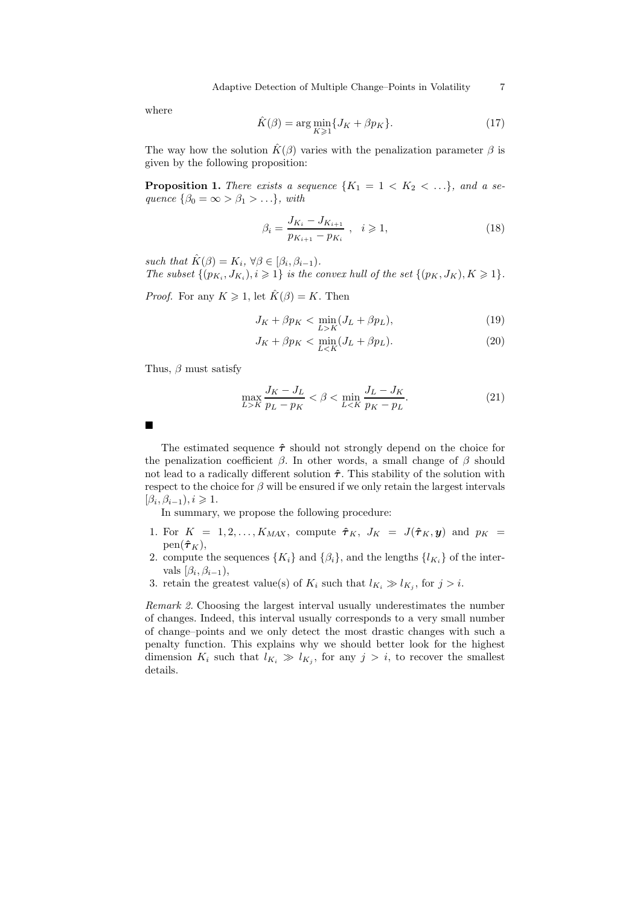where

$$\hat{K}(\beta) = \arg\min_{K \geqslant 1} \{J_K + \beta p_K\}. \tag{17}$$

The way how the solution $\hat{K}(\beta)$ varies with the penalization parameter $\beta$ is given by the following proposition:

**Proposition 1.** *There exists a sequence $\{K_1 = 1 < K_2 < \ldots\}$, and a sequence $\{\beta_0 = \infty > \beta_1 > \ldots\}$, with*

$$\beta_i = \frac{J_{K_i} - J_{K_{i+1}}}{p_{K_{i+1}} - p_{K_i}} \ , \quad i \geqslant 1, \tag{18}$$

*such that $\hat{K}(\beta) = K_i$, $\forall \beta \in [\beta_i, \beta_{i-1})$.*
*The subset $\{(p_{K_i}, J_{K_i}), i \geqslant 1\}$ is the convex hull of the set $\{(p_K, J_K), K \geqslant 1\}$.*

*Proof.* For any $K \geqslant 1$, let $\hat{K}(\beta) = K$. Then

$$J_K + \beta p_K < \min_{L > K} (J_L + \beta p_L), \tag{19}$$

$$J_K + \beta p_K < \min_{L < K} (J_L + \beta p_L). \tag{20}$$

Thus, $\beta$ must satisfy

$$\max_{L > K} \frac{J_K - J_L}{p_L - p_K} < \beta < \min_{L < K} \frac{J_L - J_K}{p_K - p_L}. \tag{21}$$

■

The estimated sequence $\hat{\boldsymbol{\tau}}$ should not strongly depend on the choice for the penalization coefficient $\beta$. In other words, a small change of $\beta$ should not lead to a radically different solution $\hat{\boldsymbol{\tau}}$. This stability of the solution with respect to the choice for $\beta$ will be ensured if we only retain the largest intervals $[\beta_i, \beta_{i-1}), i \geqslant 1$.

In summary, we propose the following procedure:

1. For $K = 1, 2, \ldots, K_{MAX}$, compute $\hat{\boldsymbol{\tau}}_K$, $J_K = J(\hat{\boldsymbol{\tau}}_K, \boldsymbol{y})$ and $p_K = \mathrm{pen}(\hat{\boldsymbol{\tau}}_K)$,
2. compute the sequences $\{K_i\}$ and $\{\beta_i\}$, and the lengths $\{l_{K_i}\}$ of the intervals $[\beta_i, \beta_{i-1})$,
3. retain the greatest value(s) of $K_i$ such that $l_{K_i} \gg l_{K_j}$, for $j > i$.

*Remark 2.* Choosing the largest interval usually underestimates the number of changes. Indeed, this interval usually corresponds to a very small number of change–points and we only detect the most drastic changes with such a penalty function. This explains why we should better look for the highest dimension $K_i$ such that $l_{K_i} \gg l_{K_j}$, for any $j > i$, to recover the smallest details.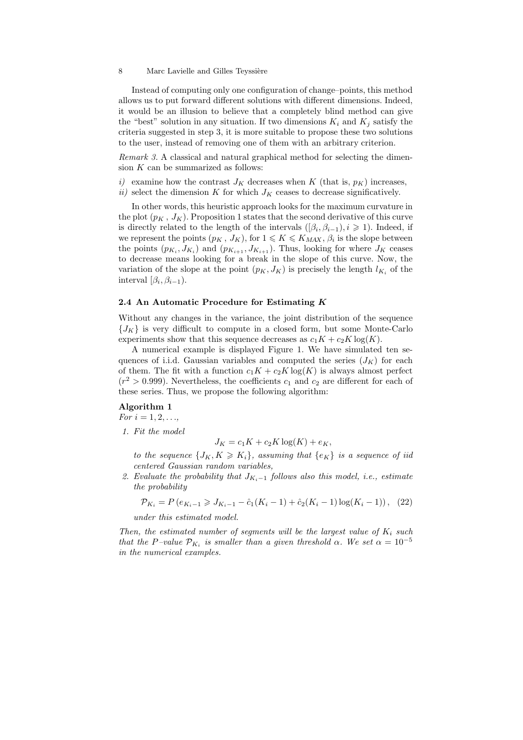Instead of computing only one configuration of change–points, this method allows us to put forward different solutions with different dimensions. Indeed, it would be an illusion to believe that a completely blind method can give the "best" solution in any situation. If two dimensions $K_i$ and $K_j$ satisfy the criteria suggested in step 3, it is more suitable to propose these two solutions to the user, instead of removing one of them with an arbitrary criterion.

*Remark 3.* A classical and natural graphical method for selecting the dimension $K$ can be summarized as follows:

*i)* examine how the contrast $J_K$ decreases when $K$ (that is, $p_K$) increases,
*ii)* select the dimension $K$ for which $J_K$ ceases to decrease significatively.

In other words, this heuristic approach looks for the maximum curvature in the plot $(p_K\,,\,J_K)$. Proposition 1 states that the second derivative of this curve is directly related to the length of the intervals $([\beta_i, \beta_{i-1}), i \geqslant 1)$. Indeed, if we represent the points $(p_K\,,\,J_K)$, for $1 \leqslant K \leqslant K_{MAX}$, $\beta_i$ is the slope between the points $(p_{K_i}, J_{K_i})$ and $(p_{K_{i+1}}, J_{K_{i+1}})$. Thus, looking for where $J_K$ ceases to decrease means looking for a break in the slope of this curve. Now, the variation of the slope at the point $(p_K, J_K)$ is precisely the length $l_{K_i}$ of the interval $[\beta_i, \beta_{i-1})$.

### 2.4 An Automatic Procedure for Estimating $K$

Without any changes in the variance, the joint distribution of the sequence $\{J_K\}$ is very difficult to compute in a closed form, but some Monte-Carlo experiments show that this sequence decreases as $c_1 K + c_2 K \log(K)$.

A numerical example is displayed Figure 1. We have simulated ten sequences of i.i.d. Gaussian variables and computed the series $(J_K)$ for each of them. The fit with a function $c_1 K + c_2 K \log(K)$ is always almost perfect ($r^2 > 0.999$). Nevertheless, the coefficients $c_1$ and $c_2$ are different for each of these series. Thus, we propose the following algorithm:

**Algorithm 1**
*For $i = 1, 2, \ldots,$*

1. *Fit the model*
$$J_K = c_1 K + c_2 K \log(K) + e_K,$$
*to the sequence $\{J_K, K \geqslant K_i\}$, assuming that $\{e_K\}$ is a sequence of iid centered Gaussian random variables,*
2. *Evaluate the probability that $J_{K_i - 1}$ follows also this model, i.e., estimate the probability*
$$\mathcal{P}_{K_i} = P\left(e_{K_i-1} \geqslant J_{K_i-1} - \hat{c}_1(K_i - 1) + \hat{c}_2(K_i - 1)\log(K_i - 1)\right), \quad (22)$$
*under this estimated model.*

*Then, the estimated number of segments will be the largest value of $K_i$ such that the P–value $\mathcal{P}_{K_i}$ is smaller than a given threshold $\alpha$. We set $\alpha = 10^{-5}$ in the numerical examples.*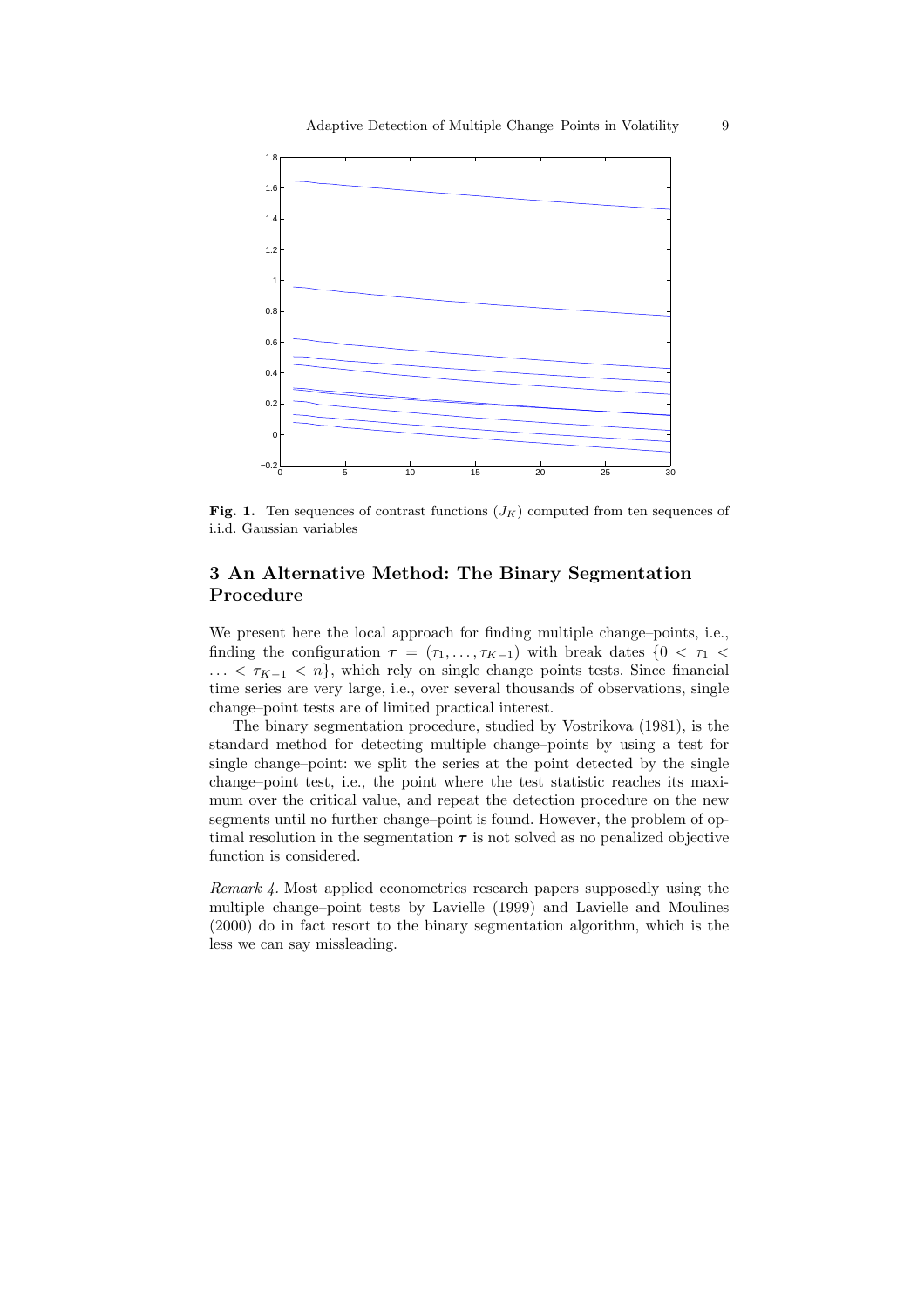**Fig. 1.** Ten sequences of contrast functions $(J_K)$ computed from ten sequences of i.i.d. Gaussian variables

## 3 An Alternative Method: The Binary Segmentation Procedure

We present here the local approach for finding multiple change–points, i.e., finding the configuration $\boldsymbol{\tau} = (\tau_1, \ldots, \tau_{K-1})$ with break dates $\{0 < \tau_1 < \ldots < \tau_{K-1} < n\}$, which rely on single change–points tests. Since financial time series are very large, i.e., over several thousands of observations, single change–point tests are of limited practical interest.

The binary segmentation procedure, studied by Vostrikova (1981), is the standard method for detecting multiple change–points by using a test for single change–point: we split the series at the point detected by the single change–point test, i.e., the point where the test statistic reaches its maximum over the critical value, and repeat the detection procedure on the new segments until no further change–point is found. However, the problem of optimal resolution in the segmentation $\boldsymbol{\tau}$ is not solved as no penalized objective function is considered.

*Remark 4.* Most applied econometrics research papers supposedly using the multiple change–point tests by Lavielle (1999) and Lavielle and Moulines (2000) do in fact resort to the binary segmentation algorithm, which is the less we can say missleading.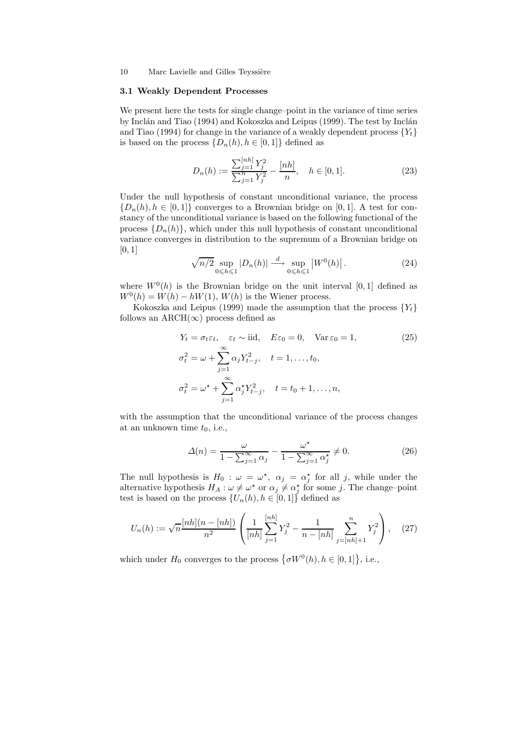### 3.1 Weakly Dependent Processes

We present here the tests for single change–point in the variance of time series by Inclán and Tiao (1994) and Kokoszka and Leipus (1999). The test by Inclán and Tiao (1994) for change in the variance of a weakly dependent process $\{Y_t\}$ is based on the process $\{D_n(h), h \in [0,1]\}$ defined as

$$D_n(h) := \frac{\sum_{j=1}^{[nh]} Y_j^2}{\sum_{j=1}^{n} Y_j^2} - \frac{[nh]}{n}, \quad h \in [0,1]. \tag{23}$$

Under the null hypothesis of constant unconditional variance, the process $\{D_n(h), h \in [0,1]\}$ converges to a Brownian bridge on $[0,1]$. A test for constancy of the unconditional variance is based on the following functional of the process $\{D_n(h)\}$, which under this null hypothesis of constant unconditional variance converges in distribution to the supremum of a Brownian bridge on $[0,1]$

$$\sqrt{n/2} \sup_{0 \leqslant h \leqslant 1} |D_n(h)| \xrightarrow{d} \sup_{0 \leqslant h \leqslant 1} \left| W^0(h) \right|. \tag{24}$$

where $W^0(h)$ is the Brownian bridge on the unit interval $[0,1]$ defined as $W^0(h) = W(h) - hW(1)$, $W(h)$ is the Wiener process.

Kokoszka and Leipus (1999) made the assumption that the process $\{Y_t\}$ follows an ARCH($\infty$) process defined as

$$\begin{aligned}
& Y_t = \sigma_t \varepsilon_t, \quad \varepsilon_t \sim \text{iid}, \quad E\varepsilon_0 = 0, \quad \operatorname{Var} \varepsilon_0 = 1, \\
& \sigma_t^2 = \omega + \sum_{j=1}^{\infty} \alpha_j Y_{t-j}^2, \quad t = 1, \ldots, t_0, \\
& \sigma_t^2 = \omega^\star + \sum_{j=1}^{\infty} \alpha_j^\star Y_{t-j}^2, \quad t = t_0 + 1, \ldots, n,
\end{aligned} \tag{25}$$

with the assumption that the unconditional variance of the process changes at an unknown time $t_0$, i.e.,

$$\Delta(n) = \frac{\omega}{1 - \sum_{j=1}^{\infty} \alpha_j} - \frac{\omega^\star}{1 - \sum_{j=1}^{\infty} \alpha_j^\star} \neq 0. \tag{26}$$

The null hypothesis is $H_0 : \omega = \omega^\star,\ \alpha_j = \alpha_j^\star$ for all $j$, while under the alternative hypothesis $H_A : \omega \neq \omega^\star$ or $\alpha_j \neq \alpha_j^\star$ for some $j$. The change–point test is based on the process $\{U_n(h), h \in [0,1]\}$ defined as

$$U_n(h) := \sqrt{n} \frac{[nh](n - [nh])}{n^2} \left( \frac{1}{[nh]} \sum_{j=1}^{[nh]} Y_j^2 - \frac{1}{n - [nh]} \sum_{j=[nh]+1}^{n} Y_j^2 \right), \tag{27}$$

which under $H_0$ converges to the process $\left\{\sigma W^0(h), h \in [0,1]\right\}$, i.e.,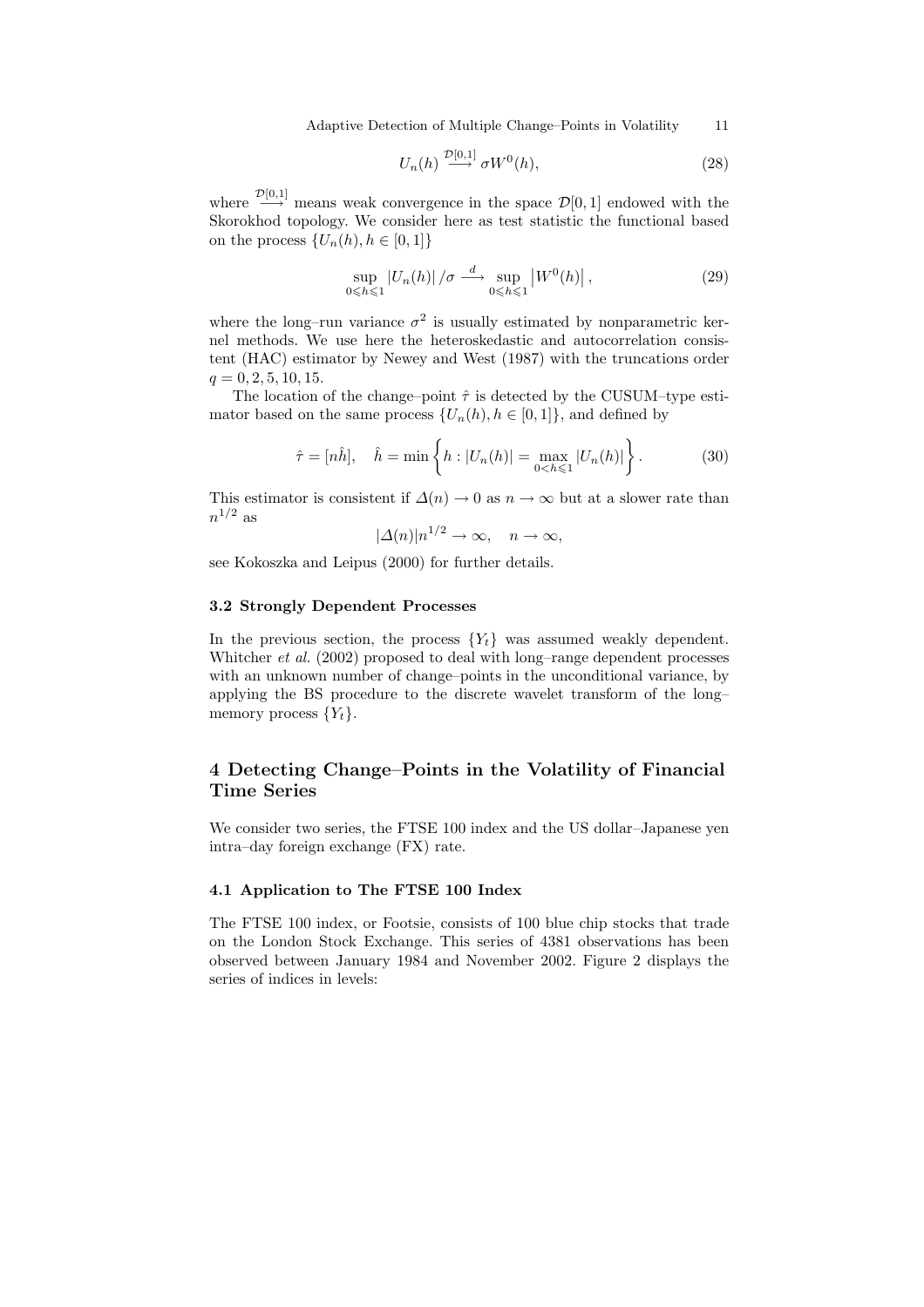$$U_n(h) \overset{\mathcal{D}[0,1]}{\longrightarrow} \sigma W^0(h), \tag{28}$$

where $\overset{\mathcal{D}[0,1]}{\longrightarrow}$ means weak convergence in the space $\mathcal{D}[0,1]$ endowed with the Skorokhod topology. We consider here as test statistic the functional based on the process $\{U_n(h), h \in [0,1]\}$

$$\sup_{0 \leqslant h \leqslant 1} |U_n(h)| / \sigma \overset{d}{\longrightarrow} \sup_{0 \leqslant h \leqslant 1} \left| W^0(h) \right|, \tag{29}$$

where the long–run variance $\sigma^2$ is usually estimated by nonparametric kernel methods. We use here the heteroskedastic and autocorrelation consistent (HAC) estimator by Newey and West (1987) with the truncations order $q = 0, 2, 5, 10, 15$.

The location of the change–point $\hat{\tau}$ is detected by the CUSUM–type estimator based on the same process $\{U_n(h), h \in [0,1]\}$, and defined by

$$\hat{\tau} = [n\hat{h}], \quad \hat{h} = \min \left\{ h : |U_n(h)| = \max_{0 < h \leqslant 1} |U_n(h)| \right\}. \tag{30}$$

This estimator is consistent if $\Delta(n) \to 0$ as $n \to \infty$ but at a slower rate than $n^{1/2}$ as

$$|\Delta(n)| n^{1/2} \to \infty, \quad n \to \infty,$$

see Kokoszka and Leipus (2000) for further details.

### 3.2 Strongly Dependent Processes

In the previous section, the process $\{Y_t\}$ was assumed weakly dependent. Whitcher *et al.* (2002) proposed to deal with long–range dependent processes with an unknown number of change–points in the unconditional variance, by applying the BS procedure to the discrete wavelet transform of the long–memory process $\{Y_t\}$.

## 4 Detecting Change–Points in the Volatility of Financial Time Series

We consider two series, the FTSE 100 index and the US dollar–Japanese yen intra–day foreign exchange (FX) rate.

### 4.1 Application to The FTSE 100 Index

The FTSE 100 index, or Footsie, consists of 100 blue chip stocks that trade on the London Stock Exchange. This series of 4381 observations has been observed between January 1984 and November 2002. Figure 2 displays the series of indices in levels: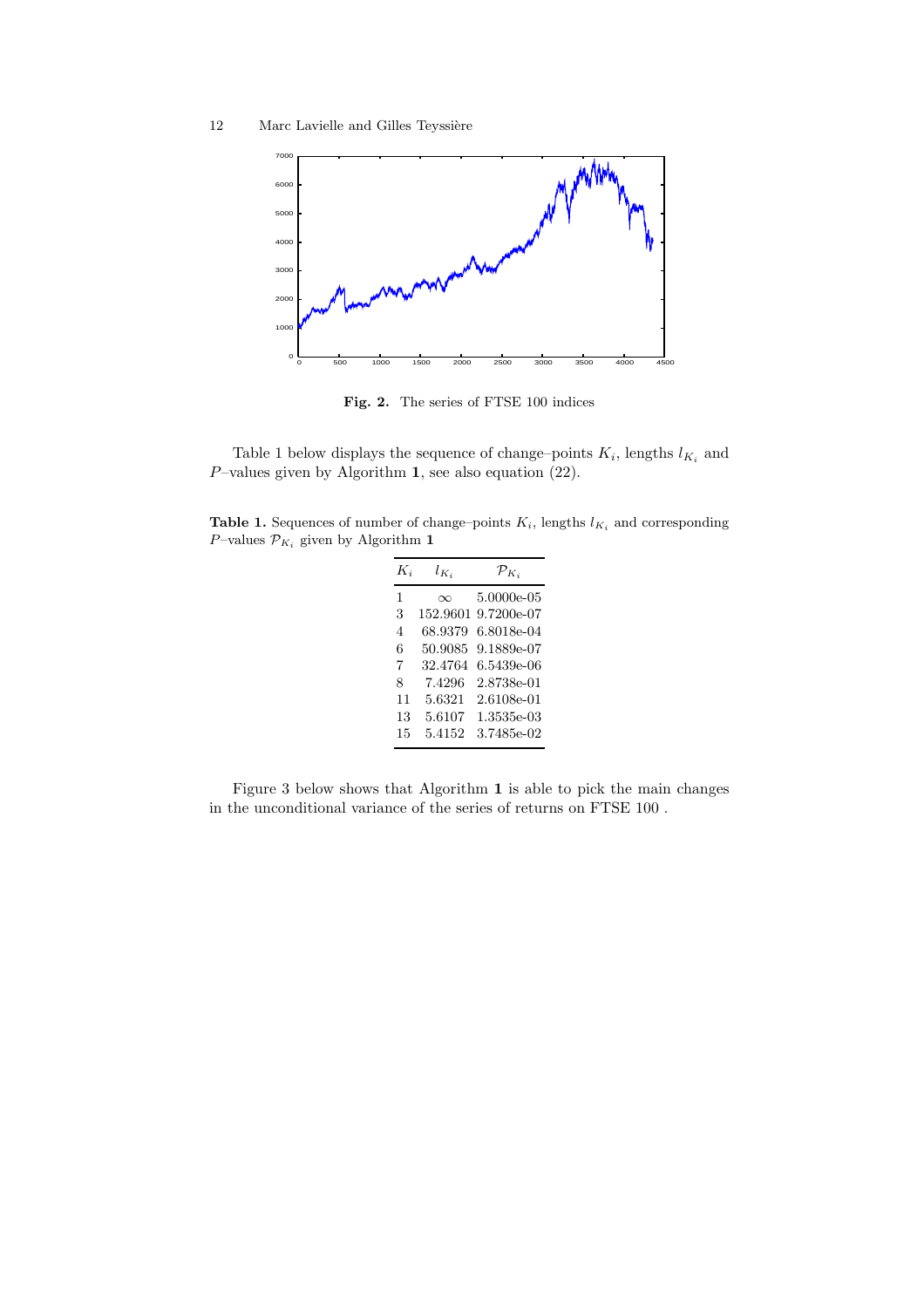**Fig. 2.** The series of FTSE 100 indices

Table 1 below displays the sequence of change–points $K_i$, lengths $l_{K_i}$ and $P$–values given by Algorithm **1**, see also equation (22).

**Table 1.** Sequences of number of change–points $K_i$, lengths $l_{K_i}$ and corresponding $P$–values $\mathcal{P}_{K_i}$ given by Algorithm **1**

| $K_i$ | $l_{K_i}$ | $\mathcal{P}_{K_i}$ |
|---|---|---|
| 1 | $\infty$ | 5.0000e-05 |
| 3 | 152.9601 | 9.7200e-07 |
| 4 | 68.9379 | 6.8018e-04 |
| 6 | 50.9085 | 9.1889e-07 |
| 7 | 32.4764 | 6.5439e-06 |
| 8 | 7.4296 | 2.8738e-01 |
| 11 | 5.6321 | 2.6108e-01 |
| 13 | 5.6107 | 1.3535e-03 |
| 15 | 5.4152 | 3.7485e-02 |

Figure 3 below shows that Algorithm **1** is able to pick the main changes in the unconditional variance of the series of returns on FTSE 100 .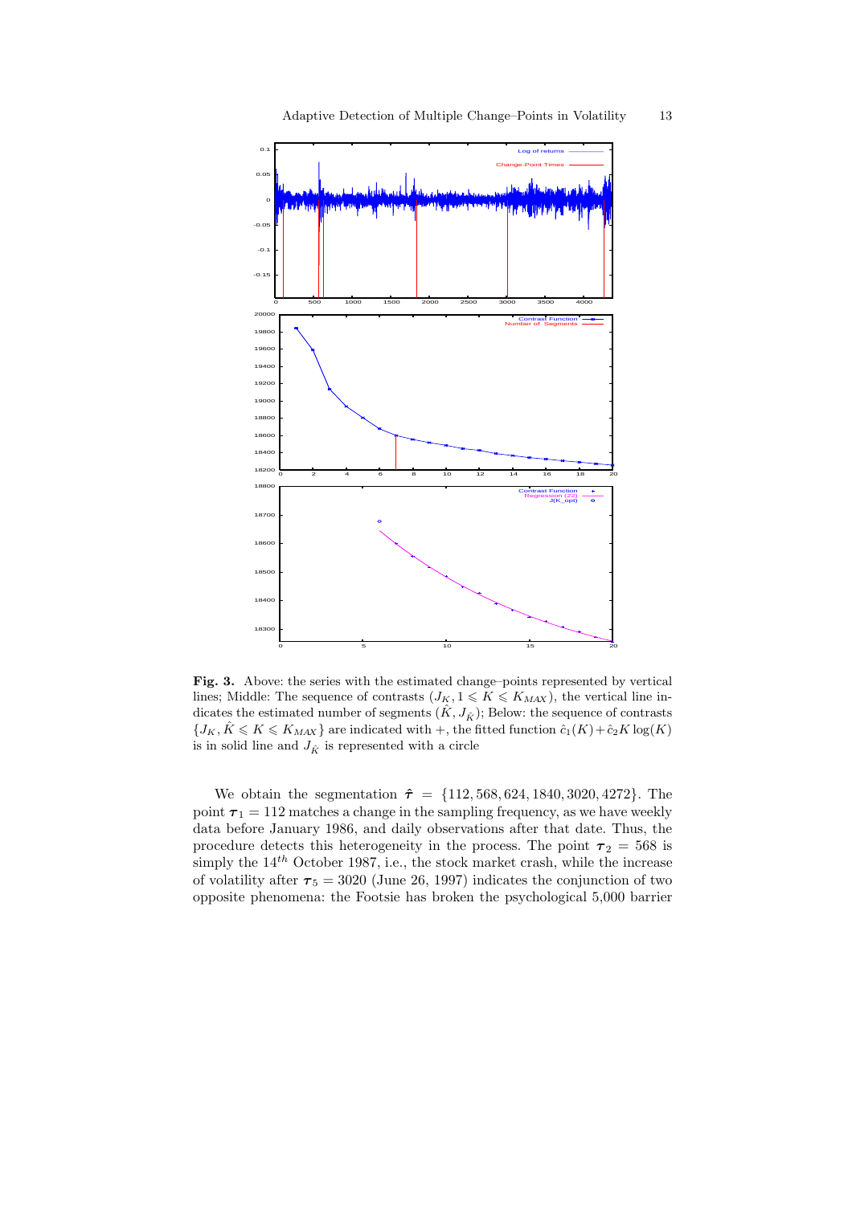**Fig. 3.** Above: the series with the estimated change–points represented by vertical lines; Middle: The sequence of contrasts $(J_K, 1 \leqslant K \leqslant K_{MAX})$, the vertical line indicates the estimated number of segments $(\hat{K}, J_{\hat{K}})$; Below: the sequence of contrasts $\{J_K, \hat{K} \leqslant K \leqslant K_{MAX}\}$ are indicated with +, the fitted function $\hat{c}_1(K) + \hat{c}_2 K \log(K)$ is in solid line and $J_{\hat{K}}$ is represented with a circle

We obtain the segmentation $\hat{\boldsymbol{\tau}} = \{112, 568, 624, 1840, 3020, 4272\}$. The point $\boldsymbol{\tau}_1 = 112$ matches a change in the sampling frequency, as we have weekly data before January 1986, and daily observations after that date. Thus, the procedure detects this heterogeneity in the process. The point $\boldsymbol{\tau}_2 = 568$ is simply the $14^{th}$ October 1987, i.e., the stock market crash, while the increase of volatility after $\boldsymbol{\tau}_5 = 3020$ (June 26, 1997) indicates the conjunction of two opposite phenomena: the Footsie has broken the psychological 5,000 barrier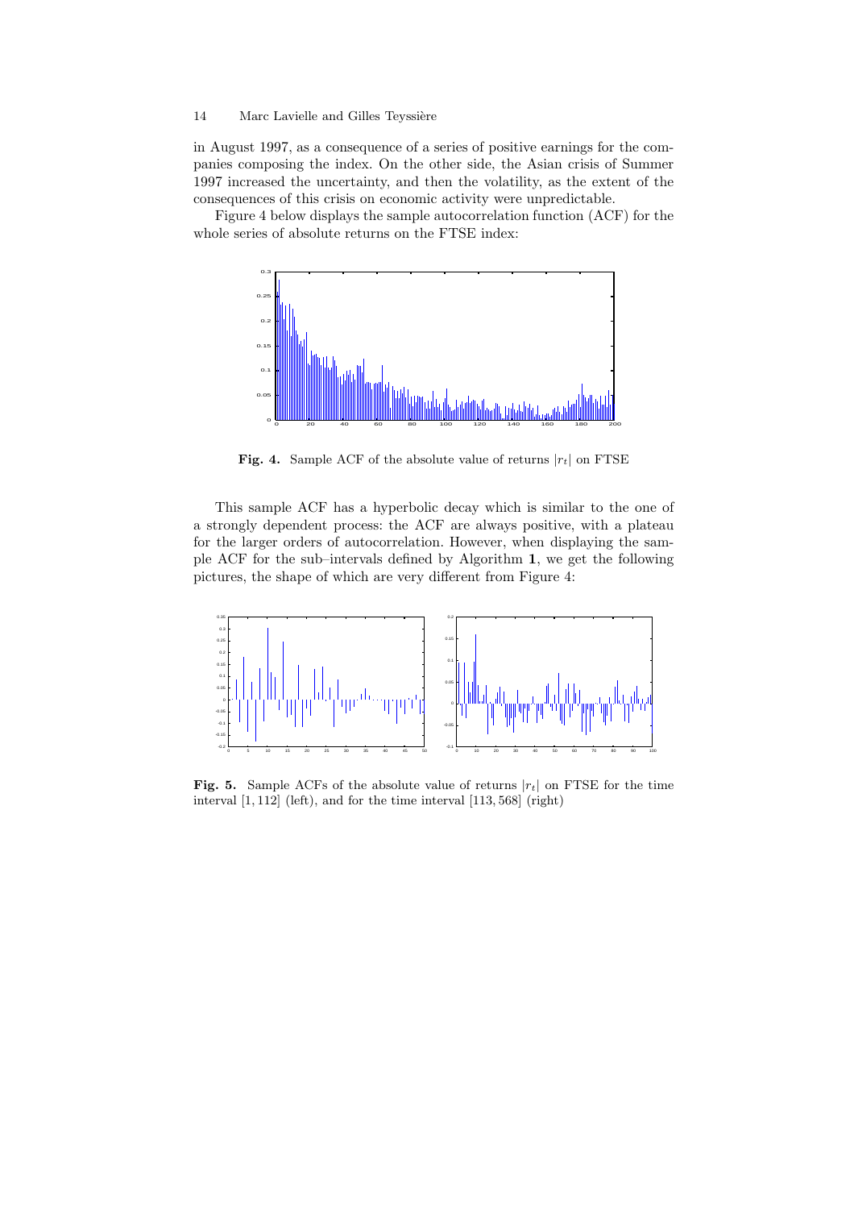in August 1997, as a consequence of a series of positive earnings for the companies composing the index. On the other side, the Asian crisis of Summer 1997 increased the uncertainty, and then the volatility, as the extent of the consequences of this crisis on economic activity were unpredictable.

Figure 4 below displays the sample autocorrelation function (ACF) for the whole series of absolute returns on the FTSE index:

**Fig. 4.** Sample ACF of the absolute value of returns $|r_t|$ on FTSE

This sample ACF has a hyperbolic decay which is similar to the one of a strongly dependent process: the ACF are always positive, with a plateau for the larger orders of autocorrelation. However, when displaying the sample ACF for the sub–intervals defined by Algorithm **1**, we get the following pictures, the shape of which are very different from Figure 4:

**Fig. 5.** Sample ACFs of the absolute value of returns $|r_t|$ on FTSE for the time interval $[1, 112]$ (left), and for the time interval $[113, 568]$ (right)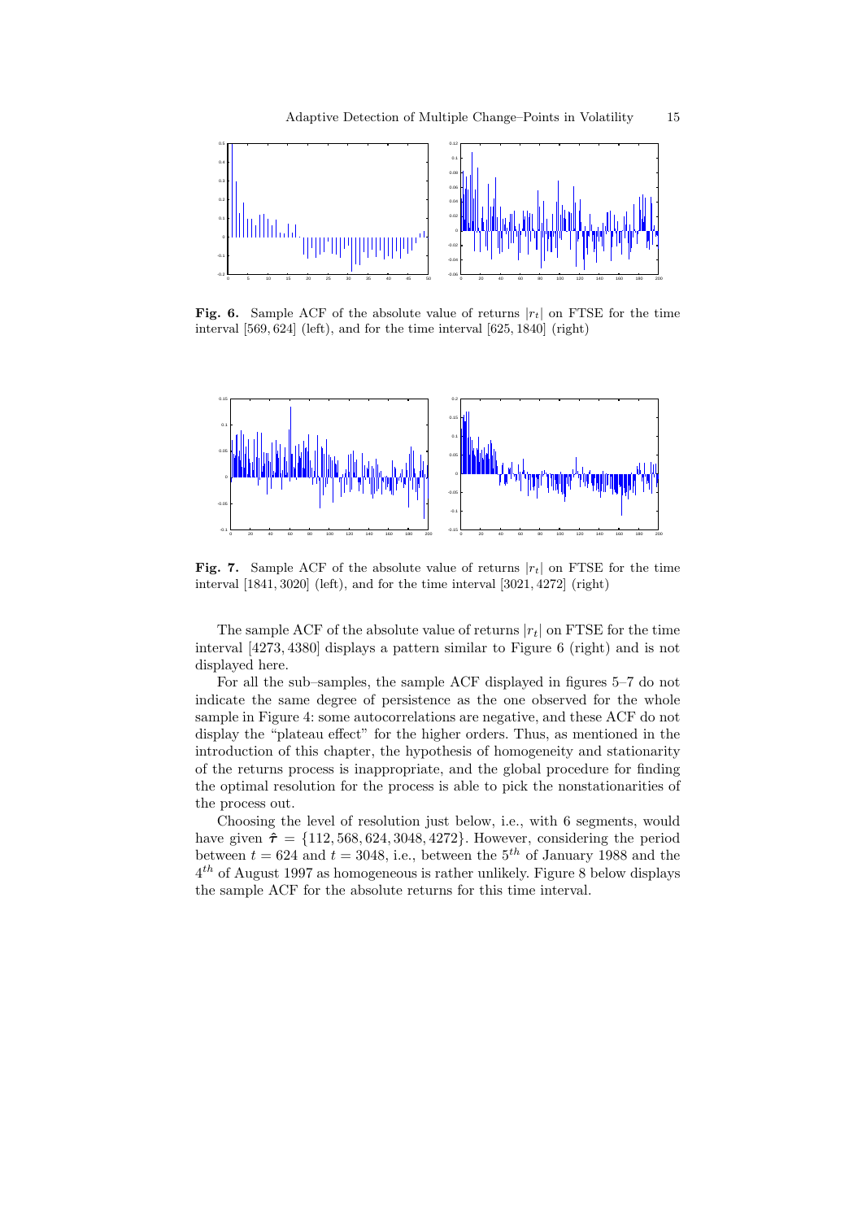**Fig. 6.** Sample ACF of the absolute value of returns $|r_t|$ on FTSE for the time interval $[569, 624]$ (left), and for the time interval $[625, 1840]$ (right)

**Fig. 7.** Sample ACF of the absolute value of returns $|r_t|$ on FTSE for the time interval $[1841, 3020]$ (left), and for the time interval $[3021, 4272]$ (right)

The sample ACF of the absolute value of returns $|r_t|$ on FTSE for the time interval $[4273, 4380]$ displays a pattern similar to Figure 6 (right) and is not displayed here.

For all the sub–samples, the sample ACF displayed in figures 5–7 do not indicate the same degree of persistence as the one observed for the whole sample in Figure 4: some autocorrelations are negative, and these ACF do not display the "plateau effect" for the higher orders. Thus, as mentioned in the introduction of this chapter, the hypothesis of homogeneity and stationarity of the returns process is inappropriate, and the global procedure for finding the optimal resolution for the process is able to pick the nonstationarities of the process out.

Choosing the level of resolution just below, i.e., with 6 segments, would have given $\hat{\boldsymbol{\tau}} = \{112, 568, 624, 3048, 4272\}$. However, considering the period between $t = 624$ and $t = 3048$, i.e., between the $5^{th}$ of January 1988 and the $4^{th}$ of August 1997 as homogeneous is rather unlikely. Figure 8 below displays the sample ACF for the absolute returns for this time interval.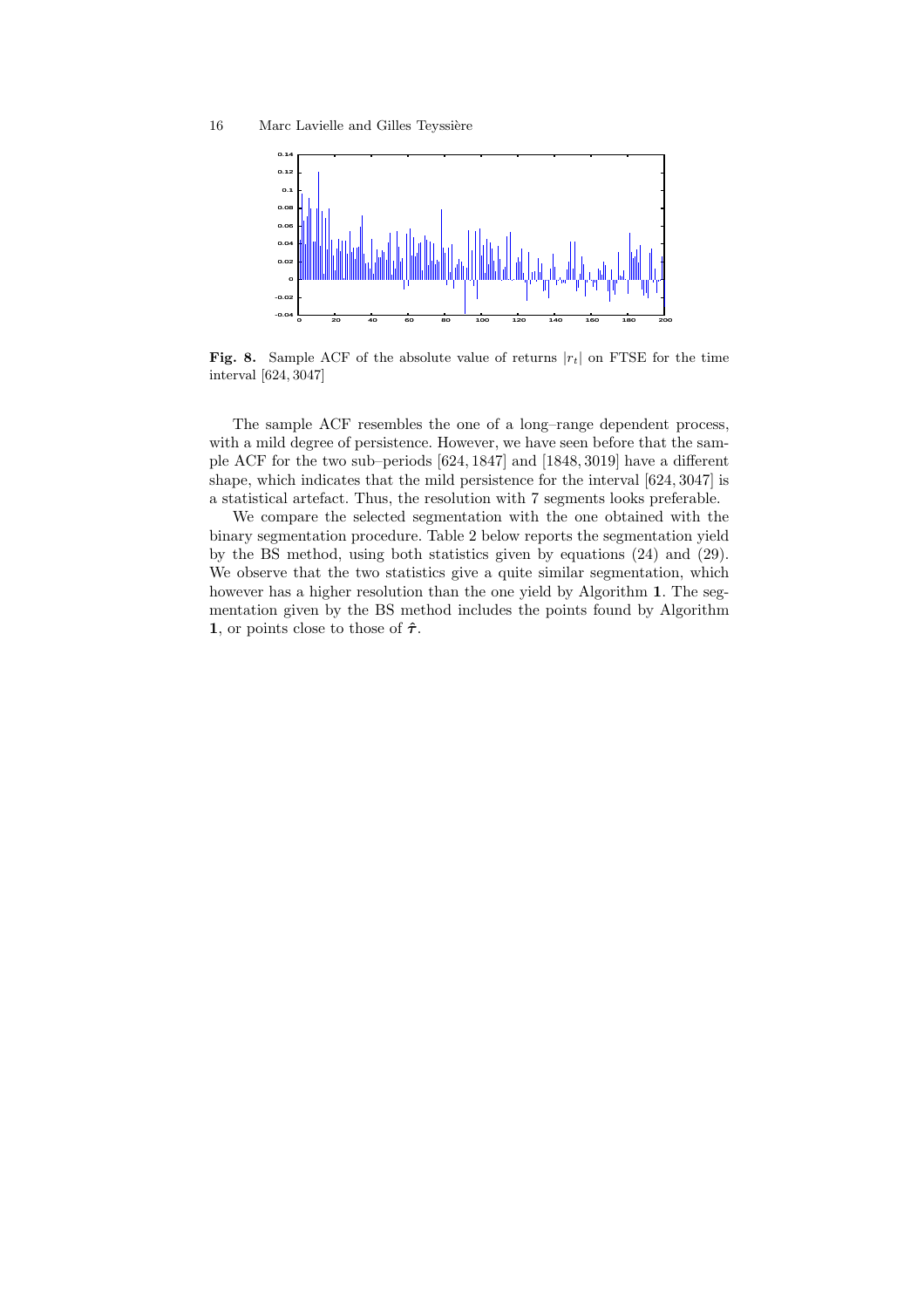**Fig. 8.** Sample ACF of the absolute value of returns $|r_t|$ on FTSE for the time interval $[624, 3047]$

The sample ACF resembles the one of a long–range dependent process, with a mild degree of persistence. However, we have seen before that the sample ACF for the two sub–periods $[624, 1847]$ and $[1848, 3019]$ have a different shape, which indicates that the mild persistence for the interval $[624, 3047]$ is a statistical artefact. Thus, the resolution with 7 segments looks preferable.

We compare the selected segmentation with the one obtained with the binary segmentation procedure. Table 2 below reports the segmentation yield by the BS method, using both statistics given by equations (24) and (29). We observe that the two statistics give a quite similar segmentation, which however has a higher resolution than the one yield by Algorithm **1**. The segmentation given by the BS method includes the points found by Algorithm **1**, or points close to those of $\hat{\boldsymbol{\tau}}$.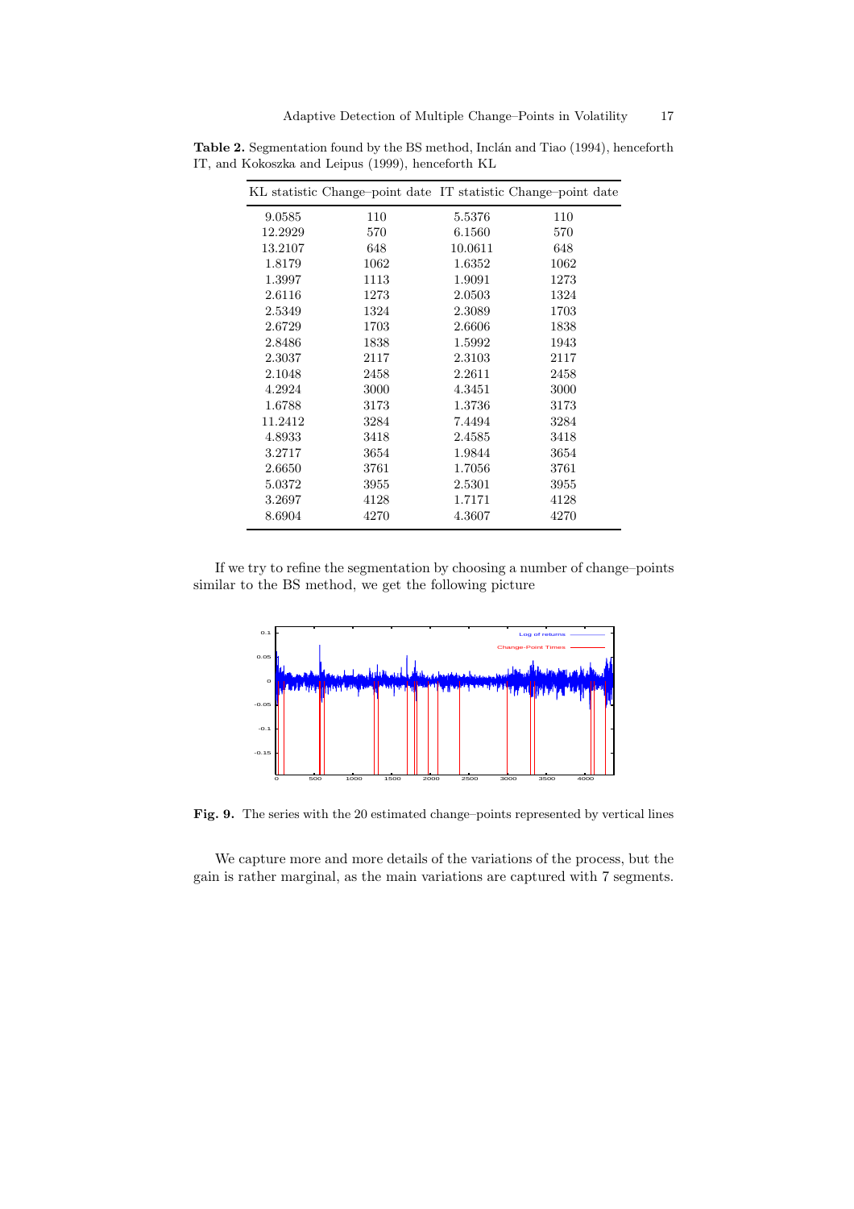**Table 2.** Segmentation found by the BS method, Inclán and Tiao (1994), henceforth IT, and Kokoszka and Leipus (1999), henceforth KL

| KL statistic | Change–point date | IT statistic | Change–point date |
|---|---|---|---|
| 9.0585 | 110 | 5.5376 | 110 |
| 12.2929 | 570 | 6.1560 | 570 |
| 13.2107 | 648 | 10.0611 | 648 |
| 1.8179 | 1062 | 1.6352 | 1062 |
| 1.3997 | 1113 | 1.9091 | 1273 |
| 2.6116 | 1273 | 2.0503 | 1324 |
| 2.5349 | 1324 | 2.3089 | 1703 |
| 2.6729 | 1703 | 2.6606 | 1838 |
| 2.8486 | 1838 | 1.5992 | 1943 |
| 2.3037 | 2117 | 2.3103 | 2117 |
| 2.1048 | 2458 | 2.2611 | 2458 |
| 4.2924 | 3000 | 4.3451 | 3000 |
| 1.6788 | 3173 | 1.3736 | 3173 |
| 11.2412 | 3284 | 7.4494 | 3284 |
| 4.8933 | 3418 | 2.4585 | 3418 |
| 3.2717 | 3654 | 1.9844 | 3654 |
| 2.6650 | 3761 | 1.7056 | 3761 |
| 5.0372 | 3955 | 2.5301 | 3955 |
| 3.2697 | 4128 | 1.7171 | 4128 |
| 8.6904 | 4270 | 4.3607 | 4270 |

If we try to refine the segmentation by choosing a number of change–points similar to the BS method, we get the following picture

**Fig. 9.** The series with the 20 estimated change–points represented by vertical lines

We capture more and more details of the variations of the process, but the gain is rather marginal, as the main variations are captured with 7 segments.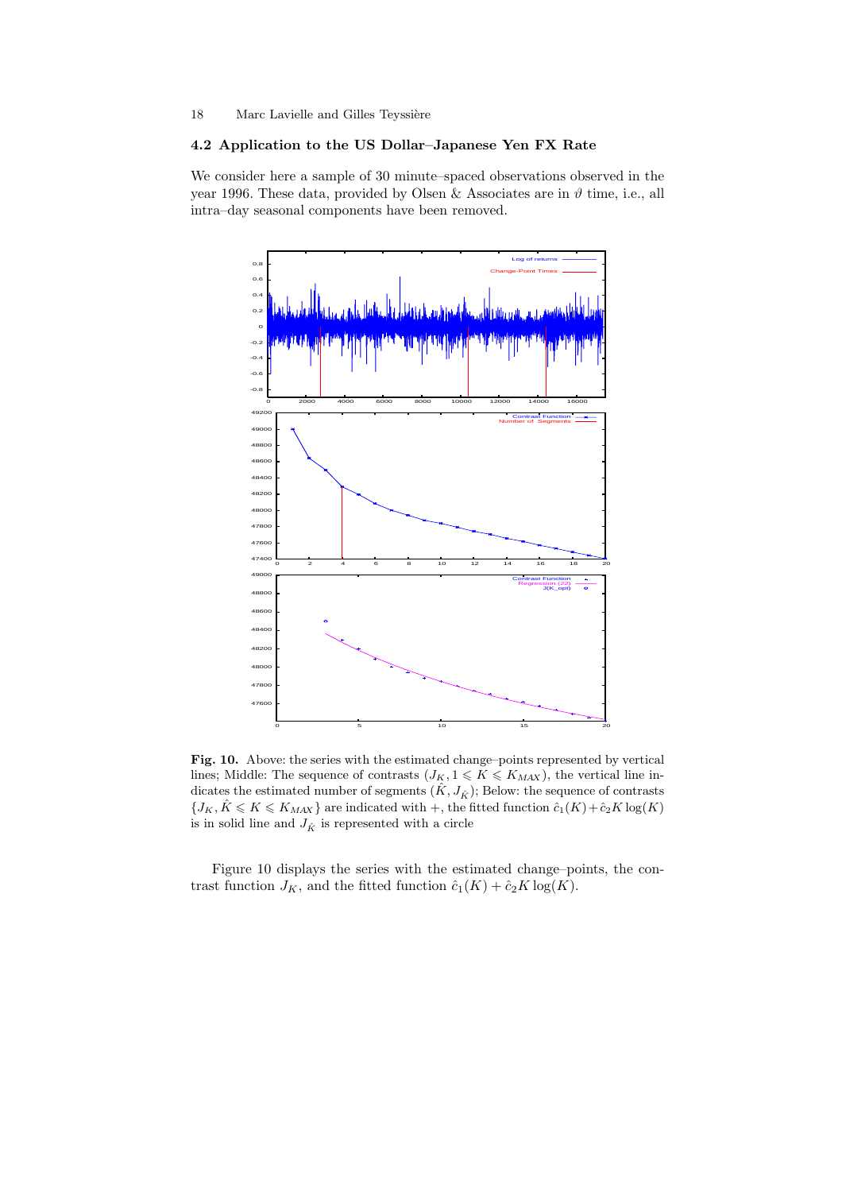## 4.2 Application to the US Dollar–Japanese Yen FX Rate

We consider here a sample of 30 minute–spaced observations observed in the year 1996. These data, provided by Olsen & Associates are in $\vartheta$ time, i.e., all intra–day seasonal components have been removed.

**Fig. 10.** Above: the series with the estimated change–points represented by vertical lines; Middle: The sequence of contrasts $(J_K, 1 \leqslant K \leqslant K_{MAX})$, the vertical line indicates the estimated number of segments $(\hat{K}, J_{\hat{K}})$; Below: the sequence of contrasts $\{J_K, \hat{K} \leqslant K \leqslant K_{MAX}\}$ are indicated with $+$, the fitted function $\hat{c}_1(K) + \hat{c}_2 K \log(K)$ is in solid line and $J_{\hat{K}}$ is represented with a circle

Figure 10 displays the series with the estimated change–points, the contrast function $J_K$, and the fitted function $\hat{c}_1(K) + \hat{c}_2 K \log(K)$.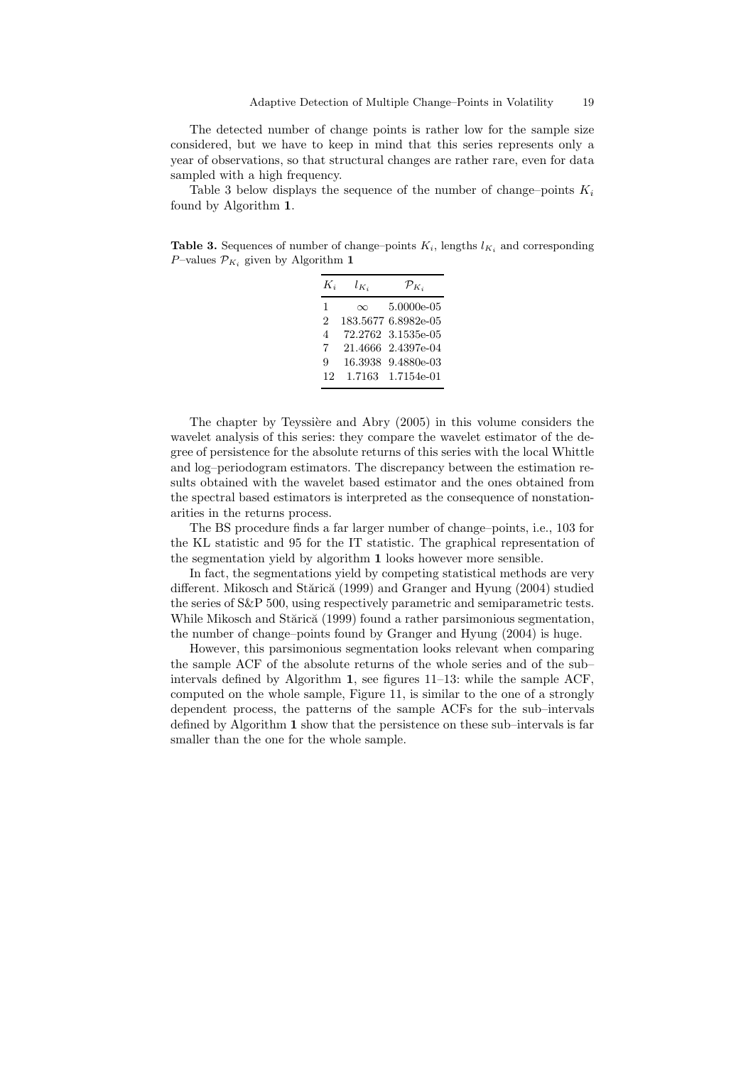The detected number of change points is rather low for the sample size considered, but we have to keep in mind that this series represents only a year of observations, so that structural changes are rather rare, even for data sampled with a high frequency.

Table 3 below displays the sequence of the number of change–points $K_i$ found by Algorithm **1**.

**Table 3.** Sequences of number of change–points $K_i$, lengths $l_{K_i}$ and corresponding $P$–values $\mathcal{P}_{K_i}$ given by Algorithm **1**

| $K_i$ | $l_{K_i}$ | $\mathcal{P}_{K_i}$ |
|---|---|---|
| 1 | $\infty$ | 5.0000e-05 |
| 2 | 183.5677 | 6.8982e-05 |
| 4 | 72.2762 | 3.1535e-05 |
| 7 | 21.4666 | 2.4397e-04 |
| 9 | 16.3938 | 9.4880e-03 |
| 12 | 1.7163 | 1.7154e-01 |

The chapter by Teyssière and Abry (2005) in this volume considers the wavelet analysis of this series: they compare the wavelet estimator of the degree of persistence for the absolute returns of this series with the local Whittle and log–periodogram estimators. The discrepancy between the estimation results obtained with the wavelet based estimator and the ones obtained from the spectral based estimators is interpreted as the consequence of nonstationarities in the returns process.

The BS procedure finds a far larger number of change–points, i.e., 103 for the KL statistic and 95 for the IT statistic. The graphical representation of the segmentation yield by algorithm **1** looks however more sensible.

In fact, the segmentations yield by competing statistical methods are very different. Mikosch and Stărică (1999) and Granger and Hyung (2004) studied the series of S&P 500, using respectively parametric and semiparametric tests. While Mikosch and Stărică (1999) found a rather parsimonious segmentation, the number of change–points found by Granger and Hyung (2004) is huge.

However, this parsimonious segmentation looks relevant when comparing the sample ACF of the absolute returns of the whole series and of the sub–intervals defined by Algorithm **1**, see figures 11–13: while the sample ACF, computed on the whole sample, Figure 11, is similar to the one of a strongly dependent process, the patterns of the sample ACFs for the sub–intervals defined by Algorithm **1** show that the persistence on these sub–intervals is far smaller than the one for the whole sample.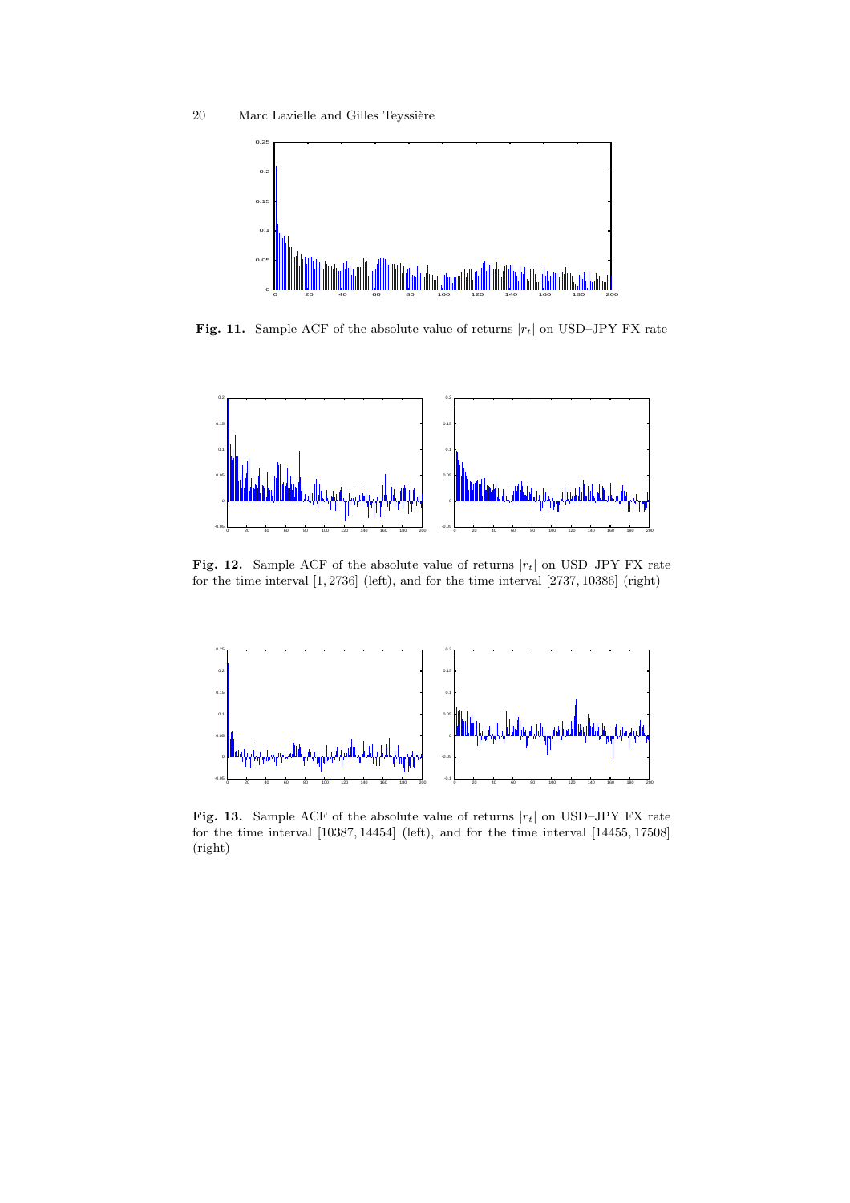**Fig. 11.** Sample ACF of the absolute value of returns $|r_t|$ on USD–JPY FX rate

**Fig. 12.** Sample ACF of the absolute value of returns $|r_t|$ on USD–JPY FX rate for the time interval $[1, 2736]$ (left), and for the time interval $[2737, 10386]$ (right)

**Fig. 13.** Sample ACF of the absolute value of returns $|r_t|$ on USD–JPY FX rate for the time interval $[10387, 14454]$ (left), and for the time interval $[14455, 17508]$ (right)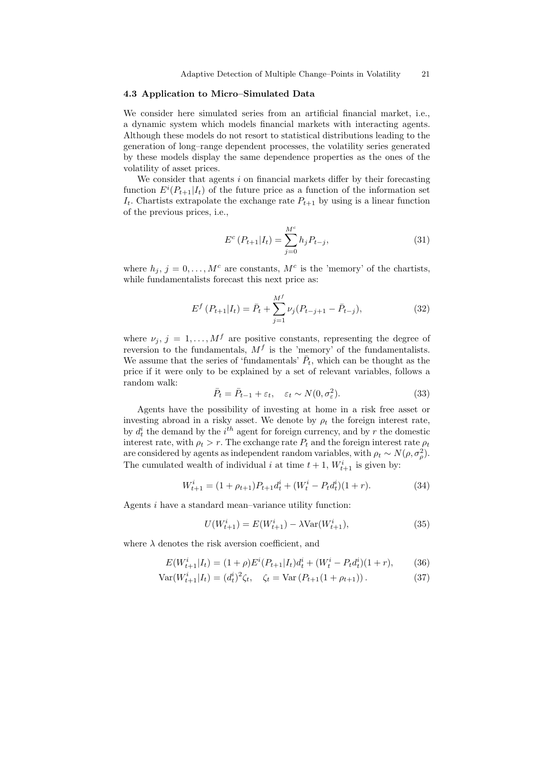### 4.3 Application to Micro–Simulated Data

We consider here simulated series from an artificial financial market, i.e., a dynamic system which models financial markets with interacting agents. Although these models do not resort to statistical distributions leading to the generation of long–range dependent processes, the volatility series generated by these models display the same dependence properties as the ones of the volatility of asset prices.

We consider that agents $i$ on financial markets differ by their forecasting function $E^i(P_{t+1}|I_t)$ of the future price as a function of the information set $I_t$. Chartists extrapolate the exchange rate $P_{t+1}$ by using is a linear function of the previous prices, i.e.,

$$E^c\left(P_{t+1}|I_t\right) = \sum_{j=0}^{M^c} h_j P_{t-j}, \tag{31}$$

where $h_j$, $j = 0, \ldots, M^c$ are constants, $M^c$ is the 'memory' of the chartists, while fundamentalists forecast this next price as:

$$E^f\left(P_{t+1}|I_t\right) = \bar{P}_t + \sum_{j=1}^{M^f} \nu_j (P_{t-j+1} - \bar{P}_{t-j}), \tag{32}$$

where $\nu_j$, $j = 1, \ldots, M^f$ are positive constants, representing the degree of reversion to the fundamentals, $M^f$ is the 'memory' of the fundamentalists. We assume that the series of 'fundamentals' $\bar{P}_t$, which can be thought as the price if it were only to be explained by a set of relevant variables, follows a random walk:

$$\bar{P}_t = \bar{P}_{t-1} + \varepsilon_t, \quad \varepsilon_t \sim N(0, \sigma_\varepsilon^2). \tag{33}$$

Agents have the possibility of investing at home in a risk free asset or investing abroad in a risky asset. We denote by $\rho_t$ the foreign interest rate, by $d_t^i$ the demand by the $i^{th}$ agent for foreign currency, and by $r$ the domestic interest rate, with $\rho_t > r$. The exchange rate $P_t$ and the foreign interest rate $\rho_t$ are considered by agents as independent random variables, with $\rho_t \sim N(\rho, \sigma_\rho^2)$. The cumulated wealth of individual $i$ at time $t+1$, $W_{t+1}^i$ is given by:

$$W_{t+1}^i = (1 + \rho_{t+1}) P_{t+1} d_t^i + (W_t^i - P_t d_t^i)(1 + r). \tag{34}$$

Agents $i$ have a standard mean–variance utility function:

$$U(W_{t+1}^i) = E(W_{t+1}^i) - \lambda \text{Var}(W_{t+1}^i), \tag{35}$$

where $\lambda$ denotes the risk aversion coefficient, and

$$E(W_{t+1}^i|I_t) = (1 + \rho) E^i(P_{t+1}|I_t) d_t^i + (W_t^i - P_t d_t^i)(1 + r), \tag{36}$$

$$\text{Var}(W_{t+1}^i|I_t) = (d_t^i)^2 \zeta_t, \quad \zeta_t = \text{Var}\left(P_{t+1}(1 + \rho_{t+1})\right). \tag{37}$$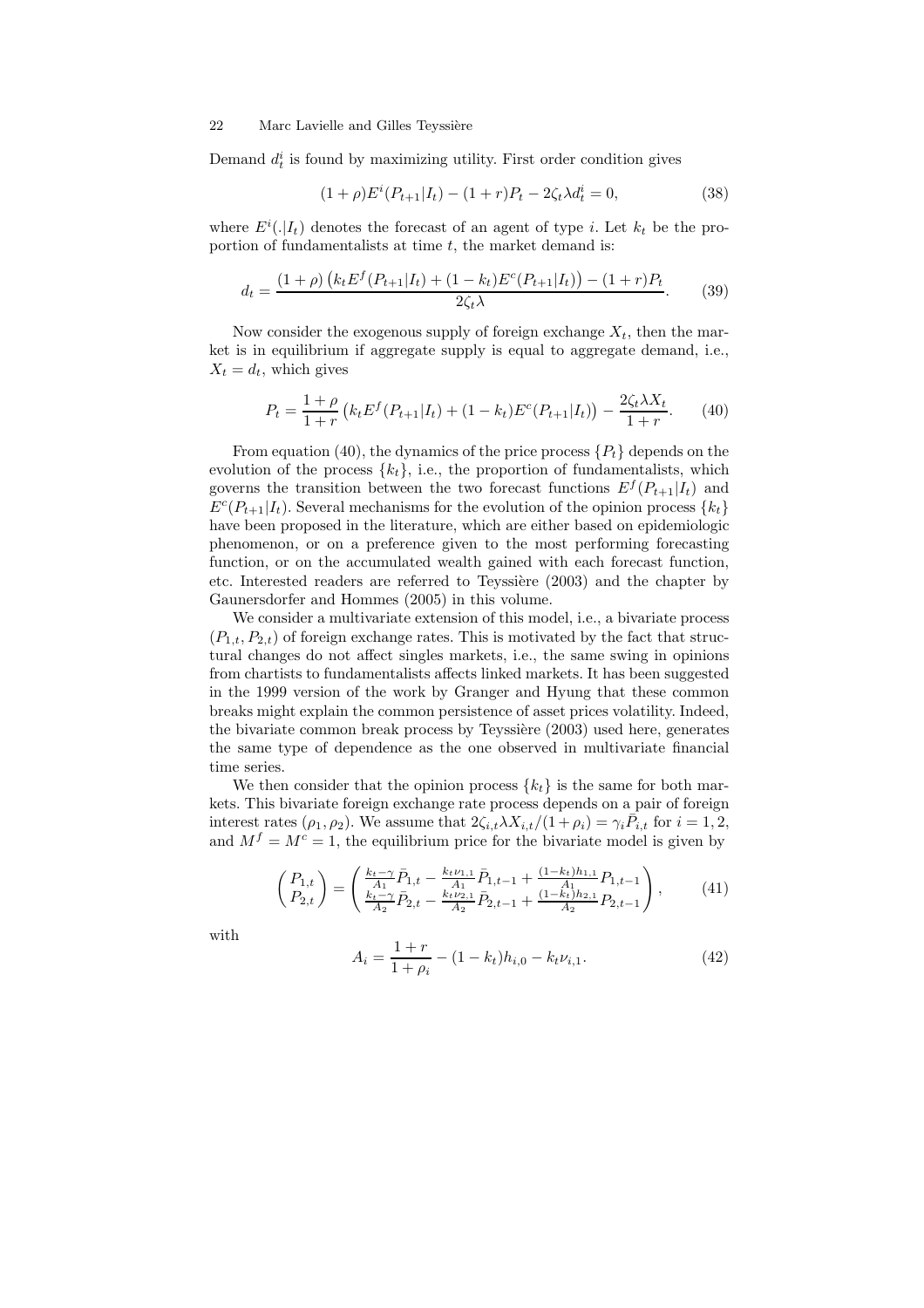Demand $d_t^i$ is found by maximizing utility. First order condition gives

$$(1+\rho)E^i(P_{t+1}|I_t) - (1+r)P_t - 2\zeta_t \lambda d_t^i = 0, \tag{38}$$

where $E^i(.|I_t)$ denotes the forecast of an agent of type $i$. Let $k_t$ be the proportion of fundamentalists at time $t$, the market demand is:

$$d_t = \frac{(1+\rho)\left(k_t E^f(P_{t+1}|I_t) + (1-k_t)E^c(P_{t+1}|I_t)\right) - (1+r)P_t}{2\zeta_t \lambda}. \tag{39}$$

Now consider the exogenous supply of foreign exchange $X_t$, then the market is in equilibrium if aggregate supply is equal to aggregate demand, i.e., $X_t = d_t$, which gives

$$P_t = \frac{1+\rho}{1+r}\left(k_t E^f(P_{t+1}|I_t) + (1-k_t)E^c(P_{t+1}|I_t)\right) - \frac{2\zeta_t \lambda X_t}{1+r}. \tag{40}$$

From equation (40), the dynamics of the price process $\{P_t\}$ depends on the evolution of the process $\{k_t\}$, i.e., the proportion of fundamentalists, which governs the transition between the two forecast functions $E^f(P_{t+1}|I_t)$ and $E^c(P_{t+1}|I_t)$. Several mechanisms for the evolution of the opinion process $\{k_t\}$ have been proposed in the literature, which are either based on epidemiologic phenomenon, or on a preference given to the most performing forecasting function, or on the accumulated wealth gained with each forecast function, etc. Interested readers are referred to Teyssière (2003) and the chapter by Gaunersdorfer and Hommes (2005) in this volume.

We consider a multivariate extension of this model, i.e., a bivariate process $(P_{1,t}, P_{2,t})$ of foreign exchange rates. This is motivated by the fact that structural changes do not affect singles markets, i.e., the same swing in opinions from chartists to fundamentalists affects linked markets. It has been suggested in the 1999 version of the work by Granger and Hyung that these common breaks might explain the common persistence of asset prices volatility. Indeed, the bivariate common break process by Teyssière (2003) used here, generates the same type of dependence as the one observed in multivariate financial time series.

We then consider that the opinion process $\{k_t\}$ is the same for both markets. This bivariate foreign exchange rate process depends on a pair of foreign interest rates $(\rho_1, \rho_2)$. We assume that $2\zeta_{i,t}\lambda X_{i,t}/(1+\rho_i) = \gamma_i \bar{P}_{i,t}$ for $i = 1, 2$, and $M^f = M^c = 1$, the equilibrium price for the bivariate model is given by

$$\begin{pmatrix} P_{1,t} \\ P_{2,t} \end{pmatrix} = \begin{pmatrix} \frac{k_t - \gamma}{A_1}\bar{P}_{1,t} - \frac{k_t \nu_{1,1}}{A_1}\bar{P}_{1,t-1} + \frac{(1-k_t)h_{1,1}}{A_1}P_{1,t-1} \\ \frac{k_t - \gamma}{A_2}\bar{P}_{2,t} - \frac{k_t \nu_{2,1}}{A_2}\bar{P}_{2,t-1} + \frac{(1-k_t)h_{2,1}}{A_2}P_{2,t-1} \end{pmatrix}, \tag{41}$$

with

$$A_i = \frac{1+r}{1+\rho_i} - (1-k_t)h_{i,0} - k_t \nu_{i,1}. \tag{42}$$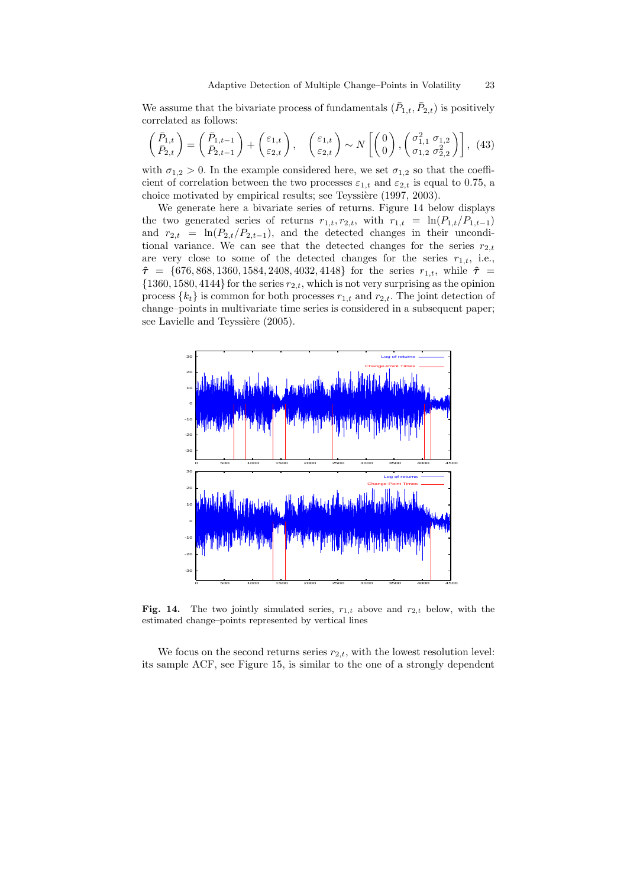We assume that the bivariate process of fundamentals $(\bar{P}_{1,t}, \bar{P}_{2,t})$ is positively correlated as follows:

$$\begin{pmatrix} \bar{P}_{1,t} \\ \bar{P}_{2,t} \end{pmatrix} = \begin{pmatrix} \bar{P}_{1,t-1} \\ \bar{P}_{2,t-1} \end{pmatrix} + \begin{pmatrix} \varepsilon_{1,t} \\ \varepsilon_{2,t} \end{pmatrix}, \quad \begin{pmatrix} \varepsilon_{1,t} \\ \varepsilon_{2,t} \end{pmatrix} \sim N\left[ \begin{pmatrix} 0 \\ 0 \end{pmatrix}, \begin{pmatrix} \sigma_{1,1}^2 & \sigma_{1,2} \\ \sigma_{1,2} & \sigma_{2,2}^2 \end{pmatrix} \right], \quad (43)$$

with $\sigma_{1,2} > 0$. In the example considered here, we set $\sigma_{1,2}$ so that the coefficient of correlation between the two processes $\varepsilon_{1,t}$ and $\varepsilon_{2,t}$ is equal to 0.75, a choice motivated by empirical results; see Teyssière (1997, 2003).

We generate here a bivariate series of returns. Figure 14 below displays the two generated series of returns $r_{1,t}, r_{2,t}$, with $r_{1,t} = \ln(P_{1,t}/P_{1,t-1})$ and $r_{2,t} = \ln(P_{2,t}/P_{2,t-1})$, and the detected changes in their unconditional variance. We can see that the detected changes for the series $r_{2,t}$ are very close to some of the detected changes for the series $r_{1,t}$, i.e., $\hat{\boldsymbol{\tau}} = \{676, 868, 1360, 1584, 2408, 4032, 4148\}$ for the series $r_{1,t}$, while $\hat{\boldsymbol{\tau}} = \{1360, 1580, 4144\}$ for the series $r_{2,t}$, which is not very surprising as the opinion process $\{k_t\}$ is common for both processes $r_{1,t}$ and $r_{2,t}$. The joint detection of change–points in multivariate time series is considered in a subsequent paper; see Lavielle and Teyssière (2005).

**Fig. 14.** The two jointly simulated series, $r_{1,t}$ above and $r_{2,t}$ below, with the estimated change–points represented by vertical lines

We focus on the second returns series $r_{2,t}$, with the lowest resolution level: its sample ACF, see Figure 15, is similar to the one of a strongly dependent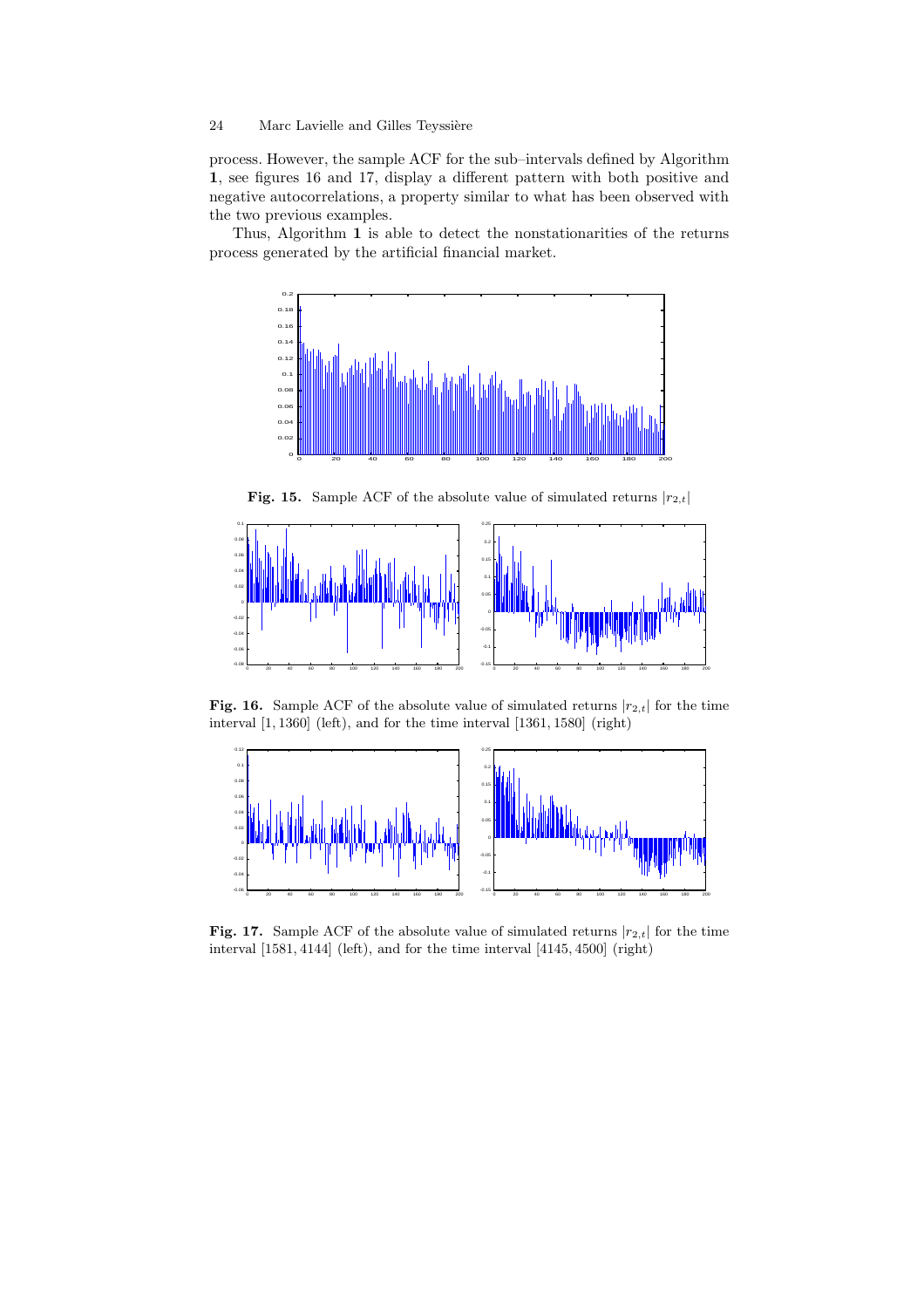process. However, the sample ACF for the sub–intervals defined by Algorithm **1**, see figures 16 and 17, display a different pattern with both positive and negative autocorrelations, a property similar to what has been observed with the two previous examples.

Thus, Algorithm **1** is able to detect the nonstationarities of the returns process generated by the artificial financial market.

**Fig. 15.** Sample ACF of the absolute value of simulated returns $|r_{2,t}|$

**Fig. 16.** Sample ACF of the absolute value of simulated returns $|r_{2,t}|$ for the time interval $[1, 1360]$ (left), and for the time interval $[1361, 1580]$ (right)

**Fig. 17.** Sample ACF of the absolute value of simulated returns $|r_{2,t}|$ for the time interval $[1581, 4144]$ (left), and for the time interval $[4145, 4500]$ (right)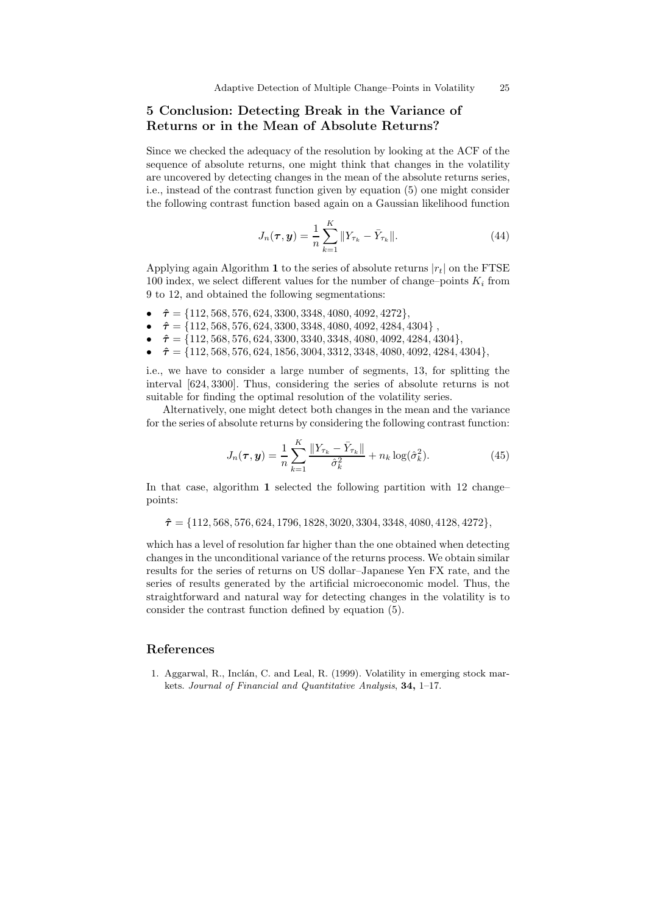## 5 Conclusion: Detecting Break in the Variance of Returns or in the Mean of Absolute Returns?

Since we checked the adequacy of the resolution by looking at the ACF of the sequence of absolute returns, one might think that changes in the volatility are uncovered by detecting changes in the mean of the absolute returns series, i.e., instead of the contrast function given by equation (5) one might consider the following contrast function based again on a Gaussian likelihood function

$$J_n(\boldsymbol{\tau}, \boldsymbol{y}) = \frac{1}{n} \sum_{k=1}^{K} \| Y_{\tau_k} - \bar{Y}_{\tau_k} \|. \tag{44}$$

Applying again Algorithm **1** to the series of absolute returns $|r_t|$ on the FTSE 100 index, we select different values for the number of change–points $K_i$ from 9 to 12, and obtained the following segmentations:

- $\hat{\boldsymbol{\tau}} = \{112, 568, 576, 624, 3300, 3348, 4080, 4092, 4272\}$,
- $\hat{\boldsymbol{\tau}} = \{112, 568, 576, 624, 3300, 3348, 4080, 4092, 4284, 4304\}$ ,
- $\hat{\boldsymbol{\tau}} = \{112, 568, 576, 624, 3300, 3340, 3348, 4080, 4092, 4284, 4304\}$,
- $\hat{\boldsymbol{\tau}} = \{112, 568, 576, 624, 1856, 3004, 3312, 3348, 4080, 4092, 4284, 4304\}$,

i.e., we have to consider a large number of segments, 13, for splitting the interval $[624, 3300]$. Thus, considering the series of absolute returns is not suitable for finding the optimal resolution of the volatility series.

Alternatively, one might detect both changes in the mean and the variance for the series of absolute returns by considering the following contrast function:

$$J_n(\boldsymbol{\tau}, \boldsymbol{y}) = \frac{1}{n} \sum_{k=1}^{K} \frac{\| Y_{\tau_k} - \bar{Y}_{\tau_k} \|}{\hat{\sigma}_k^2} + n_k \log(\hat{\sigma}_k^2). \tag{45}$$

In that case, algorithm **1** selected the following partition with 12 change–points:

$$\hat{\boldsymbol{\tau}} = \{112, 568, 576, 624, 1796, 1828, 3020, 3304, 3348, 4080, 4128, 4272\},$$

which has a level of resolution far higher than the one obtained when detecting changes in the unconditional variance of the returns process. We obtain similar results for the series of returns on US dollar–Japanese Yen FX rate, and the series of results generated by the artificial microeconomic model. Thus, the straightforward and natural way for detecting changes in the volatility is to consider the contrast function defined by equation (5).

## References

1. Aggarwal, R., Inclán, C. and Leal, R. (1999). Volatility in emerging stock markets. *Journal of Financial and Quantitative Analysis*, **34,** 1–17.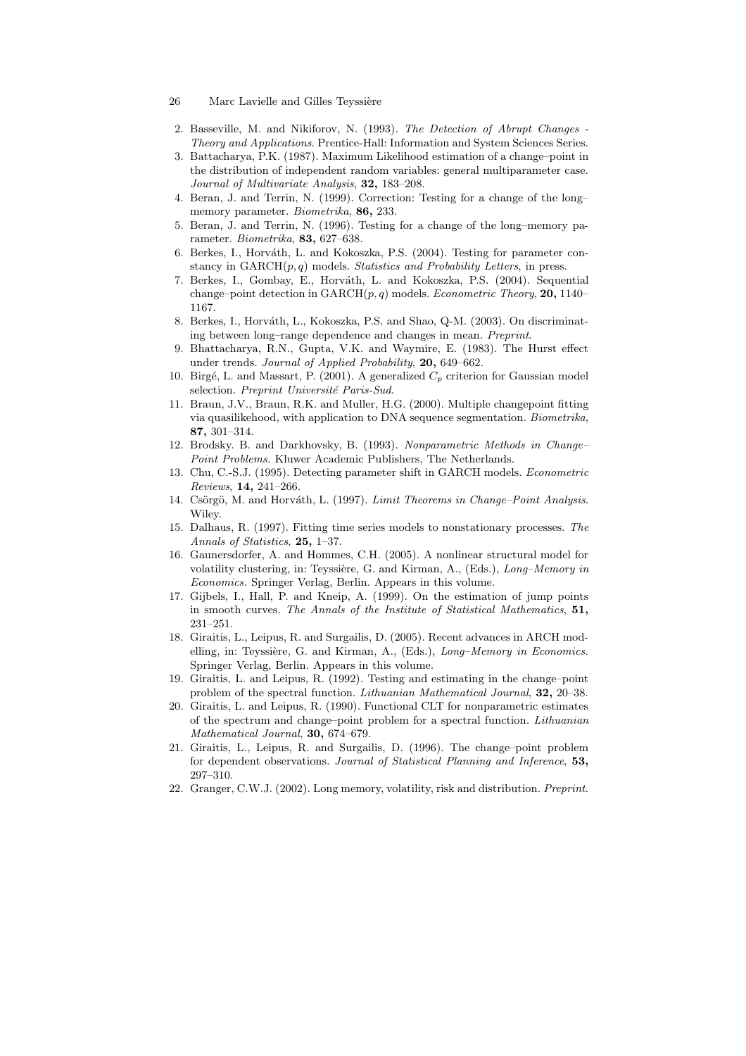2. Basseville, M. and Nikiforov, N. (1993). *The Detection of Abrupt Changes - Theory and Applications*. Prentice-Hall: Information and System Sciences Series.
3. Battacharya, P.K. (1987). Maximum Likelihood estimation of a change–point in the distribution of independent random variables: general multiparameter case. *Journal of Multivariate Analysis*, **32,** 183–208.
4. Beran, J. and Terrin, N. (1999). Correction: Testing for a change of the long–memory parameter. *Biometrika*, **86,** 233.
5. Beran, J. and Terrin, N. (1996). Testing for a change of the long–memory parameter. *Biometrika*, **83,** 627–638.
6. Berkes, I., Horváth, L. and Kokoszka, P.S. (2004). Testing for parameter constancy in GARCH$(p,q)$ models. *Statistics and Probability Letters*, in press.
7. Berkes, I., Gombay, E., Horváth, L. and Kokoszka, P.S. (2004). Sequential change–point detection in GARCH$(p,q)$ models. *Econometric Theory*, **20,** 1140–1167.
8. Berkes, I., Horváth, L., Kokoszka, P.S. and Shao, Q-M. (2003). On discriminating between long–range dependence and changes in mean. *Preprint*.
9. Bhattacharya, R.N., Gupta, V.K. and Waymire, E. (1983). The Hurst effect under trends. *Journal of Applied Probability*, **20,** 649–662.
10. Birgé, L. and Massart, P. (2001). A generalized $C_p$ criterion for Gaussian model selection. *Preprint Université Paris-Sud*.
11. Braun, J.V., Braun, R.K. and Muller, H.G. (2000). Multiple changepoint fitting via quasilikehood, with application to DNA sequence segmentation. *Biometrika*, **87,** 301–314.
12. Brodsky. B. and Darkhovsky, B. (1993). *Nonparametric Methods in Change–Point Problems.* Kluwer Academic Publishers, The Netherlands.
13. Chu, C.-S.J. (1995). Detecting parameter shift in GARCH models. *Econometric Reviews*, **14,** 241–266.
14. Csörgö, M. and Horváth, L. (1997). *Limit Theorems in Change–Point Analysis*. Wiley.
15. Dalhaus, R. (1997). Fitting time series models to nonstationary processes. *The Annals of Statistics*, **25,** 1–37.
16. Gaunersdorfer, A. and Hommes, C.H. (2005). A nonlinear structural model for volatility clustering, in: Teyssière, G. and Kirman, A., (Eds.), *Long–Memory in Economics.* Springer Verlag, Berlin. Appears in this volume.
17. Gijbels, I., Hall, P. and Kneip, A. (1999). On the estimation of jump points in smooth curves. *The Annals of the Institute of Statistical Mathematics*, **51,** 231–251.
18. Giraitis, L., Leipus, R. and Surgailis, D. (2005). Recent advances in ARCH modelling, in: Teyssière, G. and Kirman, A., (Eds.), *Long–Memory in Economics.* Springer Verlag, Berlin. Appears in this volume.
19. Giraitis, L. and Leipus, R. (1992). Testing and estimating in the change–point problem of the spectral function. *Lithuanian Mathematical Journal*, **32,** 20–38.
20. Giraitis, L. and Leipus, R. (1990). Functional CLT for nonparametric estimates of the spectrum and change–point problem for a spectral function. *Lithuanian Mathematical Journal*, **30,** 674–679.
21. Giraitis, L., Leipus, R. and Surgailis, D. (1996). The change–point problem for dependent observations. *Journal of Statistical Planning and Inference*, **53,** 297–310.
22. Granger, C.W.J. (2002). Long memory, volatility, risk and distribution. *Preprint*.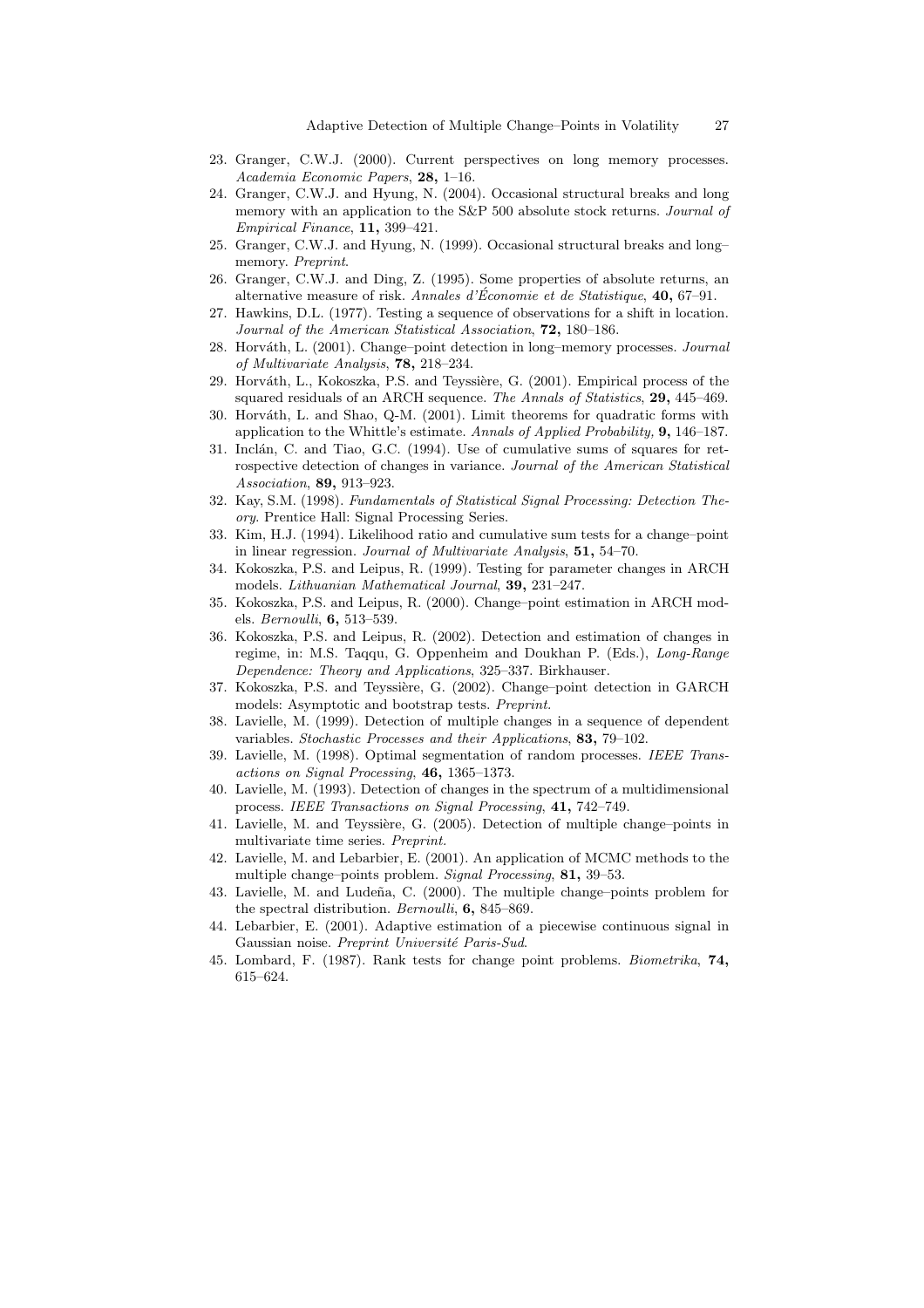23. Granger, C.W.J. (2000). Current perspectives on long memory processes. *Academia Economic Papers*, **28,** 1–16.
24. Granger, C.W.J. and Hyung, N. (2004). Occasional structural breaks and long memory with an application to the S&P 500 absolute stock returns. *Journal of Empirical Finance*, **11,** 399–421.
25. Granger, C.W.J. and Hyung, N. (1999). Occasional structural breaks and long–memory. *Preprint*.
26. Granger, C.W.J. and Ding, Z. (1995). Some properties of absolute returns, an alternative measure of risk. *Annales d'Économie et de Statistique*, **40,** 67–91.
27. Hawkins, D.L. (1977). Testing a sequence of observations for a shift in location. *Journal of the American Statistical Association*, **72,** 180–186.
28. Horváth, L. (2001). Change–point detection in long–memory processes. *Journal of Multivariate Analysis*, **78,** 218–234.
29. Horváth, L., Kokoszka, P.S. and Teyssière, G. (2001). Empirical process of the squared residuals of an ARCH sequence. *The Annals of Statistics*, **29,** 445–469.
30. Horváth, L. and Shao, Q-M. (2001). Limit theorems for quadratic forms with application to the Whittle's estimate. *Annals of Applied Probability,* **9,** 146–187.
31. Inclán, C. and Tiao, G.C. (1994). Use of cumulative sums of squares for retrospective detection of changes in variance. *Journal of the American Statistical Association*, **89,** 913–923.
32. Kay, S.M. (1998). *Fundamentals of Statistical Signal Processing: Detection Theory*. Prentice Hall: Signal Processing Series.
33. Kim, H.J. (1994). Likelihood ratio and cumulative sum tests for a change–point in linear regression. *Journal of Multivariate Analysis*, **51,** 54–70.
34. Kokoszka, P.S. and Leipus, R. (1999). Testing for parameter changes in ARCH models. *Lithuanian Mathematical Journal*, **39,** 231–247.
35. Kokoszka, P.S. and Leipus, R. (2000). Change–point estimation in ARCH models. *Bernoulli*, **6,** 513–539.
36. Kokoszka, P.S. and Leipus, R. (2002). Detection and estimation of changes in regime, in: M.S. Taqqu, G. Oppenheim and Doukhan P. (Eds.), *Long-Range Dependence: Theory and Applications*, 325–337. Birkhauser.
37. Kokoszka, P.S. and Teyssière, G. (2002). Change–point detection in GARCH models: Asymptotic and bootstrap tests. *Preprint.*
38. Lavielle, M. (1999). Detection of multiple changes in a sequence of dependent variables. *Stochastic Processes and their Applications*, **83,** 79–102.
39. Lavielle, M. (1998). Optimal segmentation of random processes. *IEEE Transactions on Signal Processing*, **46,** 1365–1373.
40. Lavielle, M. (1993). Detection of changes in the spectrum of a multidimensional process. *IEEE Transactions on Signal Processing*, **41,** 742–749.
41. Lavielle, M. and Teyssière, G. (2005). Detection of multiple change–points in multivariate time series. *Preprint.*
42. Lavielle, M. and Lebarbier, E. (2001). An application of MCMC methods to the multiple change–points problem. *Signal Processing*, **81,** 39–53.
43. Lavielle, M. and Ludeña, C. (2000). The multiple change–points problem for the spectral distribution. *Bernoulli*, **6,** 845–869.
44. Lebarbier, E. (2001). Adaptive estimation of a piecewise continuous signal in Gaussian noise. *Preprint Université Paris-Sud*.
45. Lombard, F. (1987). Rank tests for change point problems. *Biometrika*, **74,** 615–624.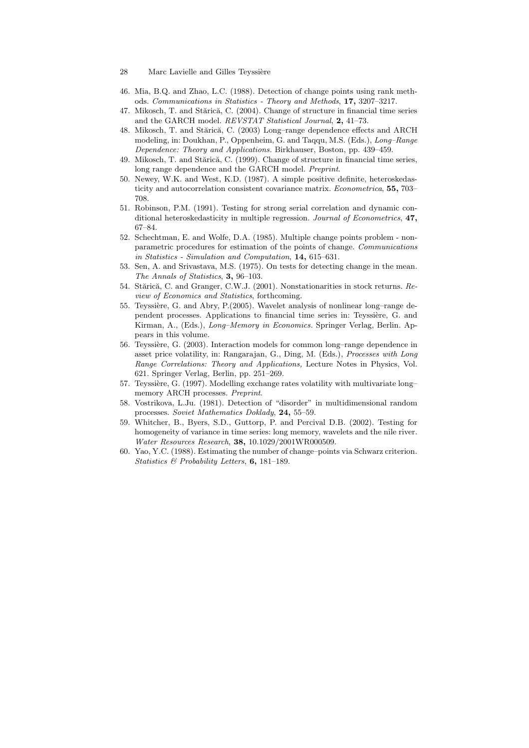46. Mia, B.Q. and Zhao, L.C. (1988). Detection of change points using rank methods. *Communications in Statistics - Theory and Methods*, **17,** 3207–3217.
47. Mikosch, T. and Stărică, C. (2004). Change of structure in financial time series and the GARCH model. *REVSTAT Statistical Journal*, **2,** 41–73.
48. Mikosch, T. and Stărică, C. (2003) Long–range dependence effects and ARCH modeling, in: Doukhan, P., Oppenheim, G. and Taqqu, M.S. (Eds.), *Long–Range Dependence: Theory and Applications.* Birkhauser, Boston, pp. 439–459.
49. Mikosch, T. and Stărică, C. (1999). Change of structure in financial time series, long range dependence and the GARCH model. *Preprint*.
50. Newey, W.K. and West, K.D. (1987). A simple positive definite, heteroskedasticity and autocorrelation consistent covariance matrix. *Econometrica*, **55,** 703–708.
51. Robinson, P.M. (1991). Testing for strong serial correlation and dynamic conditional heteroskedasticity in multiple regression. *Journal of Econometrics*, **47,** 67–84.
52. Schechtman, E. and Wolfe, D.A. (1985). Multiple change points problem - nonparametric procedures for estimation of the points of change. *Communications in Statistics - Simulation and Computation*, **14,** 615–631.
53. Sen, A. and Srivastava, M.S. (1975). On tests for detecting change in the mean. *The Annals of Statistics*, **3,** 96–103.
54. Stărică, C. and Granger, C.W.J. (2001). Nonstationarities in stock returns. *Review of Economics and Statistics*, forthcoming.
55. Teyssière, G. and Abry, P.(2005). Wavelet analysis of nonlinear long–range dependent processes. Applications to financial time series in: Teyssière, G. and Kirman, A., (Eds.), *Long–Memory in Economics*. Springer Verlag, Berlin. Appears in this volume.
56. Teyssière, G. (2003). Interaction models for common long–range dependence in asset price volatility, in: Rangarajan, G., Ding, M. (Eds.), *Processes with Long Range Correlations: Theory and Applications,* Lecture Notes in Physics, Vol. 621. Springer Verlag, Berlin, pp. 251–269.
57. Teyssière, G. (1997). Modelling exchange rates volatility with multivariate long–memory ARCH processes. *Preprint*.
58. Vostrikova, L.Ju. (1981). Detection of "disorder" in multidimensional random processes. *Soviet Mathematics Doklady*, **24,** 55–59.
59. Whitcher, B., Byers, S.D., Guttorp, P. and Percival D.B. (2002). Testing for homogeneity of variance in time series: long memory, wavelets and the nile river. *Water Resources Research*, **38,** 10.1029/2001WR000509.
60. Yao, Y.C. (1988). Estimating the number of change–points via Schwarz criterion. *Statistics & Probability Letters*, **6,** 181–189.